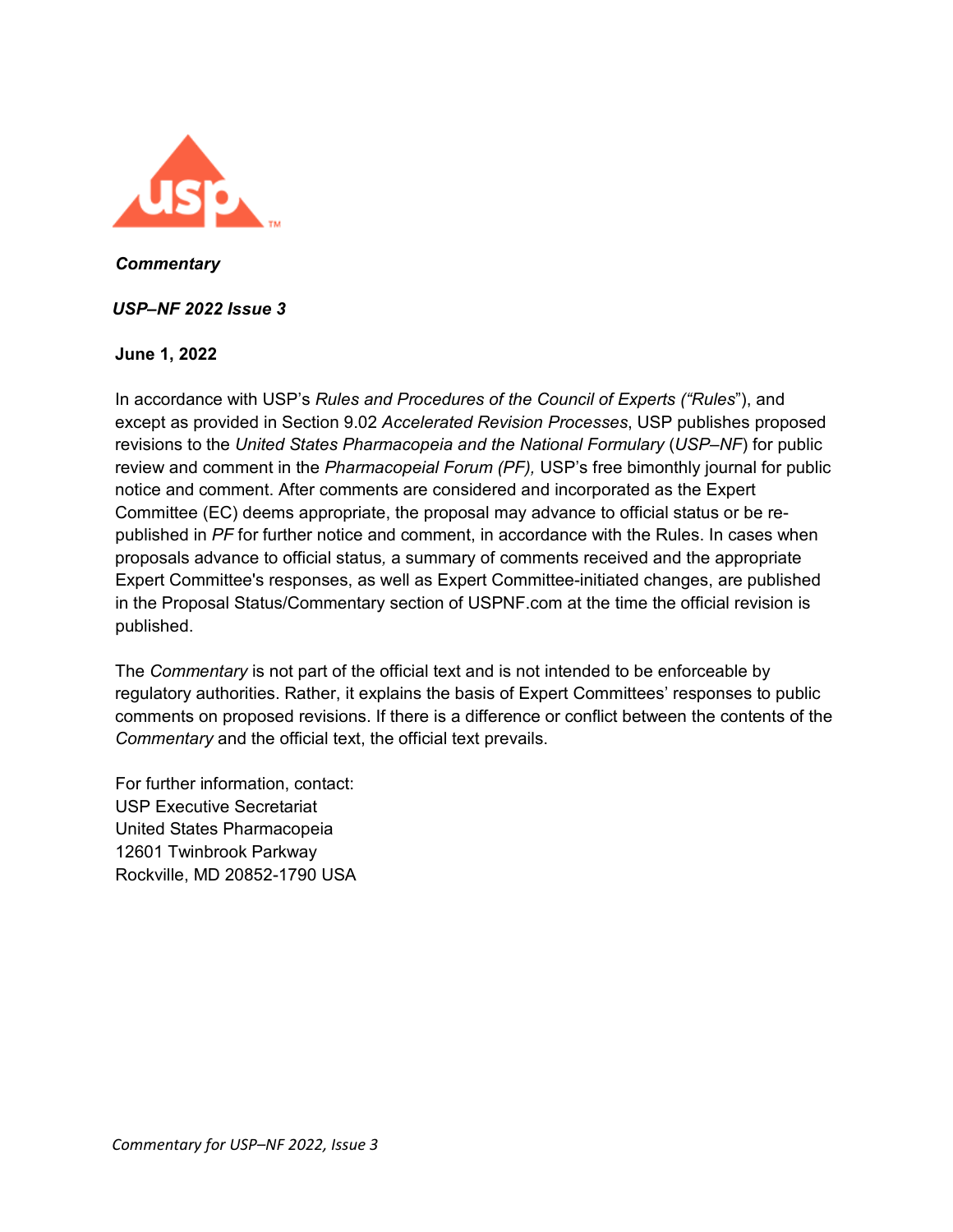***Commentary***

***USP–NF 2022 Issue 3***

**June 1, 2022**

In accordance with USP's *Rules and Procedures of the Council of Experts ("Rules*"), and except as provided in Section 9.02 *Accelerated Revision Processes*, USP publishes proposed revisions to the *United States Pharmacopeia and the National Formulary* (*USP–NF*) for public review and comment in the *Pharmacopeial Forum (PF),* USP's free bimonthly journal for public notice and comment. After comments are considered and incorporated as the Expert Committee (EC) deems appropriate, the proposal may advance to official status or be re-published in *PF* for further notice and comment, in accordance with the Rules. In cases when proposals advance to official status*,* a summary of comments received and the appropriate Expert Committee's responses, as well as Expert Committee-initiated changes, are published in the Proposal Status/Commentary section of USPNF.com at the time the official revision is published.

The *Commentary* is not part of the official text and is not intended to be enforceable by regulatory authorities. Rather, it explains the basis of Expert Committees' responses to public comments on proposed revisions. If there is a difference or conflict between the contents of the *Commentary* and the official text, the official text prevails.

For further information, contact:
USP Executive Secretariat
United States Pharmacopeia
12601 Twinbrook Parkway
Rockville, MD 20852-1790 USA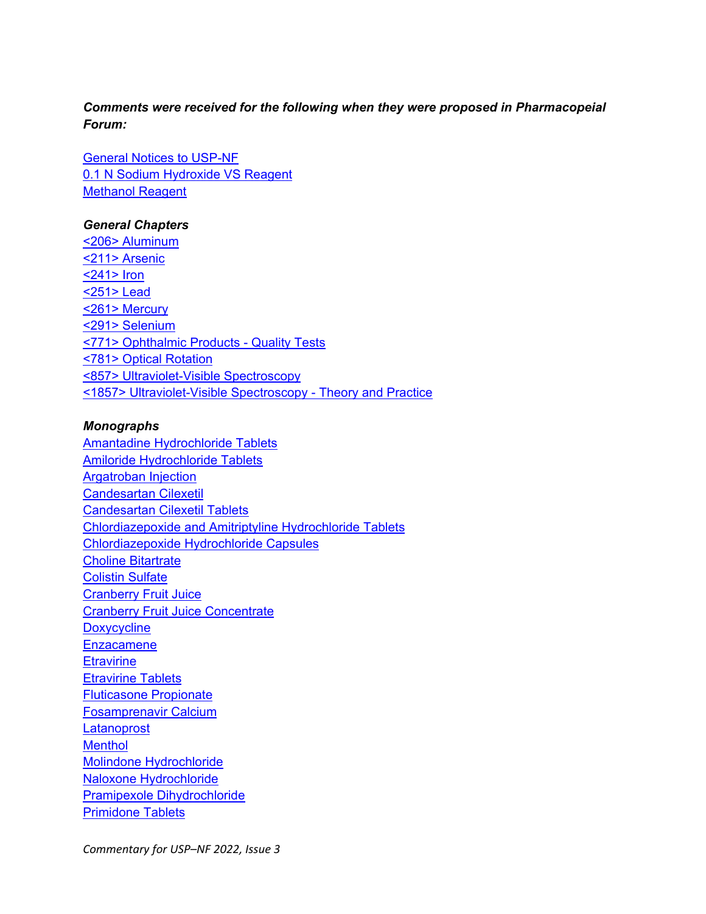***Comments were received for the following when they were proposed in Pharmacopeial Forum:***

General Notices to USP-NF
0.1 N Sodium Hydroxide VS Reagent
Methanol Reagent

***General Chapters***
<206> Aluminum
<211> Arsenic
<241> Iron
<251> Lead
<261> Mercury
<291> Selenium
<771> Ophthalmic Products - Quality Tests
<781> Optical Rotation
<857> Ultraviolet-Visible Spectroscopy
<1857> Ultraviolet-Visible Spectroscopy - Theory and Practice

***Monographs***
Amantadine Hydrochloride Tablets
Amiloride Hydrochloride Tablets
Argatroban Injection
Candesartan Cilexetil
Candesartan Cilexetil Tablets
Chlordiazepoxide and Amitriptyline Hydrochloride Tablets
Chlordiazepoxide Hydrochloride Capsules
Choline Bitartrate
Colistin Sulfate
Cranberry Fruit Juice
Cranberry Fruit Juice Concentrate
Doxycycline
Enzacamene
Etravirine
Etravirine Tablets
Fluticasone Propionate
Fosamprenavir Calcium
Latanoprost
Menthol
Molindone Hydrochloride
Naloxone Hydrochloride
Pramipexole Dihydrochloride
Primidone Tablets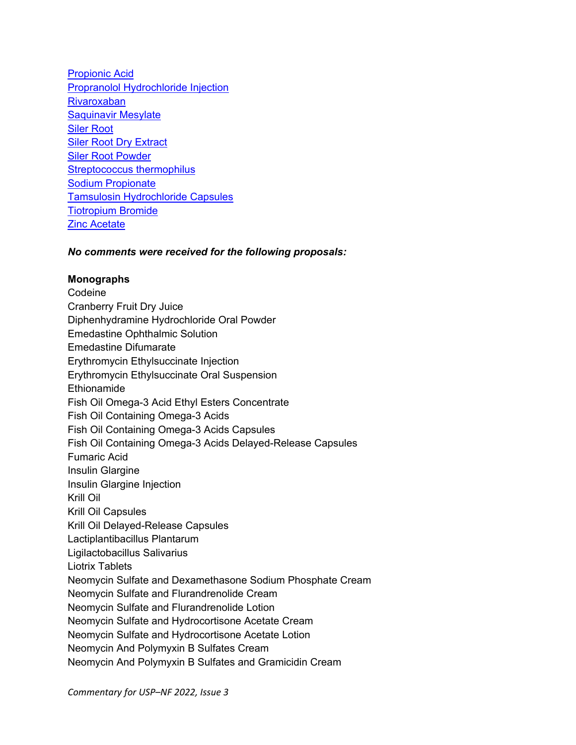[Propionic Acid]
[Propranolol Hydrochloride Injection]
[Rivaroxaban]
[Saquinavir Mesylate]
[Siler Root]
[Siler Root Dry Extract]
[Siler Root Powder]
[Streptococcus thermophilus]
[Sodium Propionate]
[Tamsulosin Hydrochloride Capsules]
[Tiotropium Bromide]
[Zinc Acetate]

***No comments were received for the following proposals:***

**Monographs**

Codeine
Cranberry Fruit Dry Juice
Diphenhydramine Hydrochloride Oral Powder
Emedastine Ophthalmic Solution
Emedastine Difumarate
Erythromycin Ethylsuccinate Injection
Erythromycin Ethylsuccinate Oral Suspension
Ethionamide
Fish Oil Omega-3 Acid Ethyl Esters Concentrate
Fish Oil Containing Omega-3 Acids
Fish Oil Containing Omega-3 Acids Capsules
Fish Oil Containing Omega-3 Acids Delayed-Release Capsules
Fumaric Acid
Insulin Glargine
Insulin Glargine Injection
Krill Oil
Krill Oil Capsules
Krill Oil Delayed-Release Capsules
Lactiplantibacillus Plantarum
Ligilactobacillus Salivarius
Liotrix Tablets
Neomycin Sulfate and Dexamethasone Sodium Phosphate Cream
Neomycin Sulfate and Flurandrenolide Cream
Neomycin Sulfate and Flurandrenolide Lotion
Neomycin Sulfate and Hydrocortisone Acetate Cream
Neomycin Sulfate and Hydrocortisone Acetate Lotion
Neomycin And Polymyxin B Sulfates Cream
Neomycin And Polymyxin B Sulfates and Gramicidin Cream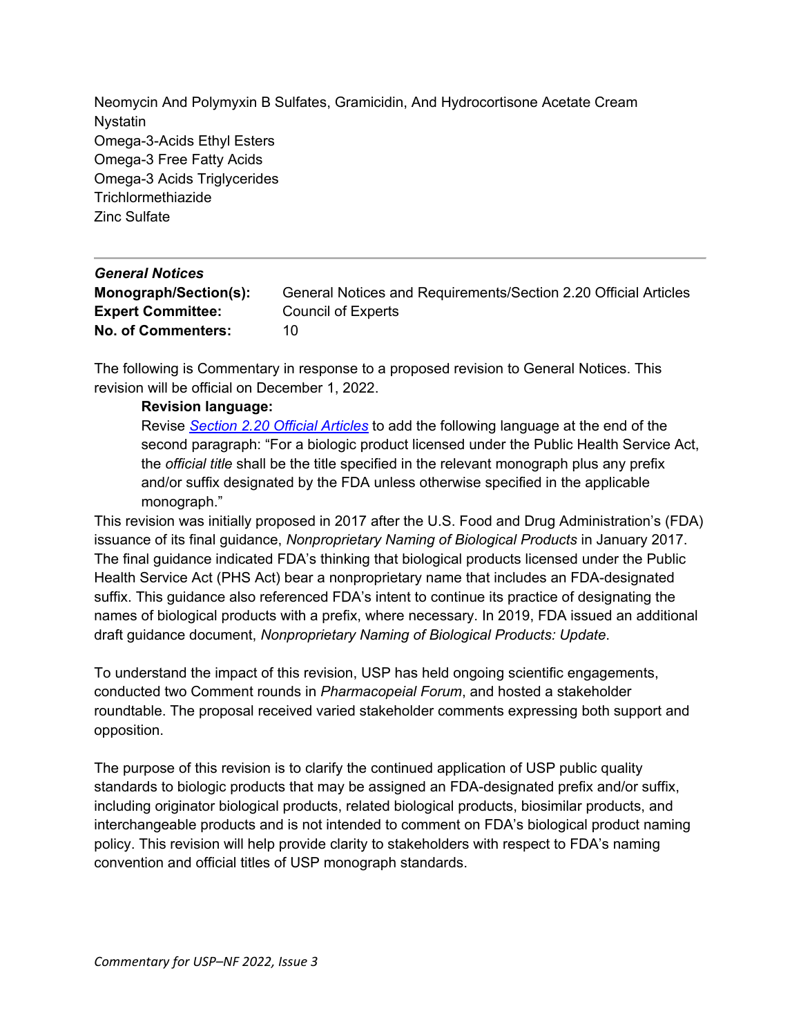Neomycin And Polymyxin B Sulfates, Gramicidin, And Hydrocortisone Acetate Cream
Nystatin
Omega-3-Acids Ethyl Esters
Omega-3 Free Fatty Acids
Omega-3 Acids Triglycerides
Trichlormethiazide
Zinc Sulfate

---

***General Notices***

| | |
|---|---|
| **Monograph/Section(s):** | General Notices and Requirements/Section 2.20 Official Articles |
| **Expert Committee:** | Council of Experts |
| **No. of Commenters:** | 10 |

The following is Commentary in response to a proposed revision to General Notices. This revision will be official on December 1, 2022.

> **Revision language:**
> Revise [*Section 2.20 Official Articles*]() to add the following language at the end of the second paragraph: "For a biologic product licensed under the Public Health Service Act, the *official title* shall be the title specified in the relevant monograph plus any prefix and/or suffix designated by the FDA unless otherwise specified in the applicable monograph."

This revision was initially proposed in 2017 after the U.S. Food and Drug Administration's (FDA) issuance of its final guidance, *Nonproprietary Naming of Biological Products* in January 2017. The final guidance indicated FDA's thinking that biological products licensed under the Public Health Service Act (PHS Act) bear a nonproprietary name that includes an FDA-designated suffix. This guidance also referenced FDA's intent to continue its practice of designating the names of biological products with a prefix, where necessary. In 2019, FDA issued an additional draft guidance document, *Nonproprietary Naming of Biological Products: Update*.

To understand the impact of this revision, USP has held ongoing scientific engagements, conducted two Comment rounds in *Pharmacopeial Forum*, and hosted a stakeholder roundtable. The proposal received varied stakeholder comments expressing both support and opposition.

The purpose of this revision is to clarify the continued application of USP public quality standards to biologic products that may be assigned an FDA-designated prefix and/or suffix, including originator biological products, related biological products, biosimilar products, and interchangeable products and is not intended to comment on FDA's biological product naming policy. This revision will help provide clarity to stakeholders with respect to FDA's naming convention and official titles of USP monograph standards.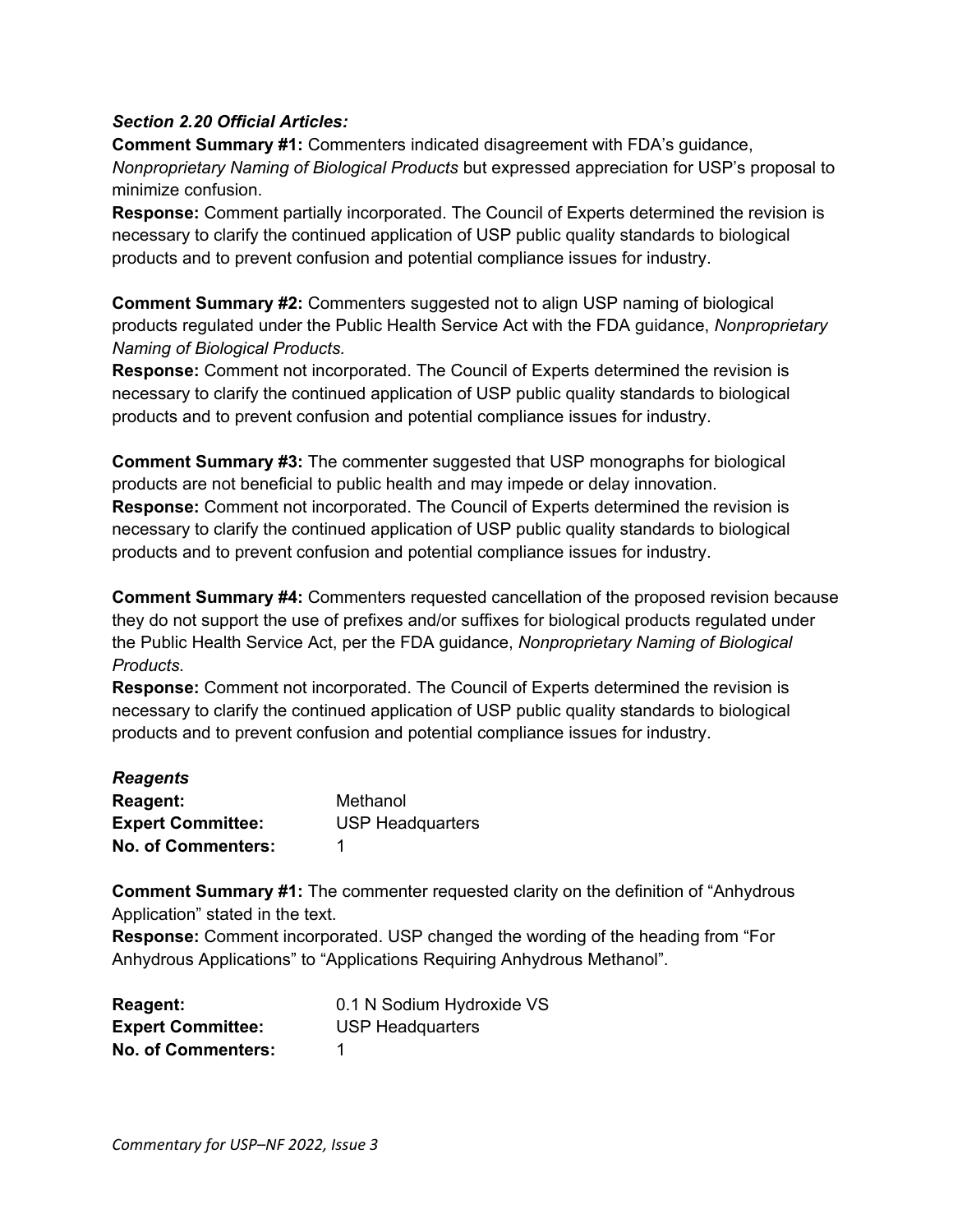***Section 2.20 Official Articles:***

**Comment Summary #1:** Commenters indicated disagreement with FDA's guidance, *Nonproprietary Naming of Biological Products* but expressed appreciation for USP's proposal to minimize confusion.

**Response:** Comment partially incorporated. The Council of Experts determined the revision is necessary to clarify the continued application of USP public quality standards to biological products and to prevent confusion and potential compliance issues for industry.

**Comment Summary #2:** Commenters suggested not to align USP naming of biological products regulated under the Public Health Service Act with the FDA guidance, *Nonproprietary Naming of Biological Products.*

**Response:** Comment not incorporated. The Council of Experts determined the revision is necessary to clarify the continued application of USP public quality standards to biological products and to prevent confusion and potential compliance issues for industry.

**Comment Summary #3:** The commenter suggested that USP monographs for biological products are not beneficial to public health and may impede or delay innovation.

**Response:** Comment not incorporated. The Council of Experts determined the revision is necessary to clarify the continued application of USP public quality standards to biological products and to prevent confusion and potential compliance issues for industry.

**Comment Summary #4:** Commenters requested cancellation of the proposed revision because they do not support the use of prefixes and/or suffixes for biological products regulated under the Public Health Service Act, per the FDA guidance, *Nonproprietary Naming of Biological Products.*

**Response:** Comment not incorporated. The Council of Experts determined the revision is necessary to clarify the continued application of USP public quality standards to biological products and to prevent confusion and potential compliance issues for industry.

***Reagents***

**Reagent:** Methanol
**Expert Committee:** USP Headquarters
**No. of Commenters:** 1

**Comment Summary #1:** The commenter requested clarity on the definition of "Anhydrous Application" stated in the text.

**Response:** Comment incorporated. USP changed the wording of the heading from "For Anhydrous Applications" to "Applications Requiring Anhydrous Methanol".

**Reagent:** 0.1 N Sodium Hydroxide VS
**Expert Committee:** USP Headquarters
**No. of Commenters:** 1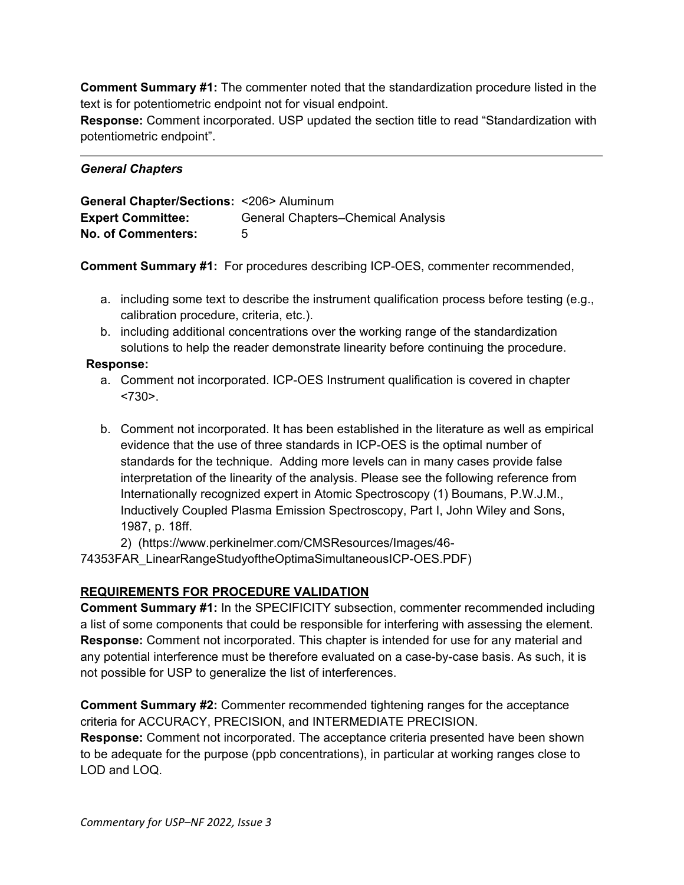**Comment Summary #1:** The commenter noted that the standardization procedure listed in the text is for potentiometric endpoint not for visual endpoint.
**Response:** Comment incorporated. USP updated the section title to read "Standardization with potentiometric endpoint".

---

### *General Chapters*

**General Chapter/Sections:** <206> Aluminum
**Expert Committee:** General Chapters–Chemical Analysis
**No. of Commenters:** 5

**Comment Summary #1:** For procedures describing ICP-OES, commenter recommended,

a. including some text to describe the instrument qualification process before testing (e.g., calibration procedure, criteria, etc.).
b. including additional concentrations over the working range of the standardization solutions to help the reader demonstrate linearity before continuing the procedure.

**Response:**

a. Comment not incorporated. ICP-OES Instrument qualification is covered in chapter <730>.

b. Comment not incorporated. It has been established in the literature as well as empirical evidence that the use of three standards in ICP-OES is the optimal number of standards for the technique. Adding more levels can in many cases provide false interpretation of the linearity of the analysis. Please see the following reference from Internationally recognized expert in Atomic Spectroscopy (1) Boumans, P.W.J.M., Inductively Coupled Plasma Emission Spectroscopy, Part I, John Wiley and Sons, 1987, p. 18ff.
2) (https://www.perkinelmer.com/CMSResources/Images/46-74353FAR_LinearRangeStudyoftheOptimaSimultaneousICP-OES.PDF)

**REQUIREMENTS FOR PROCEDURE VALIDATION**

**Comment Summary #1:** In the SPECIFICITY subsection, commenter recommended including a list of some components that could be responsible for interfering with assessing the element.
**Response:** Comment not incorporated. This chapter is intended for use for any material and any potential interference must be therefore evaluated on a case-by-case basis. As such, it is not possible for USP to generalize the list of interferences.

**Comment Summary #2:** Commenter recommended tightening ranges for the acceptance criteria for ACCURACY, PRECISION, and INTERMEDIATE PRECISION.
**Response:** Comment not incorporated. The acceptance criteria presented have been shown to be adequate for the purpose (ppb concentrations), in particular at working ranges close to LOD and LOQ.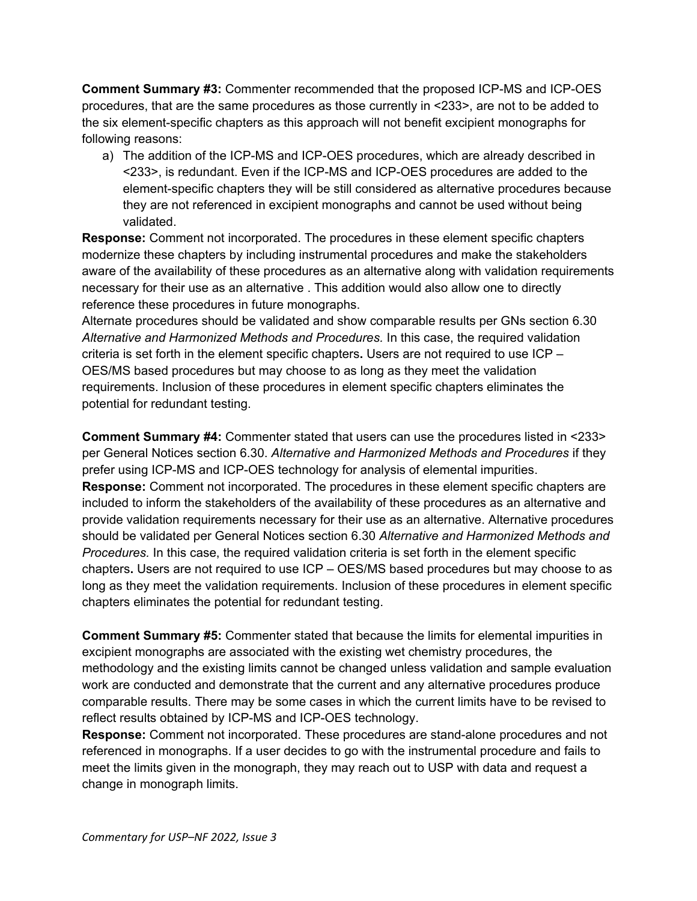**Comment Summary #3:** Commenter recommended that the proposed ICP-MS and ICP-OES procedures, that are the same procedures as those currently in <233>, are not to be added to the six element-specific chapters as this approach will not benefit excipient monographs for following reasons:

a) The addition of the ICP-MS and ICP-OES procedures, which are already described in <233>, is redundant. Even if the ICP-MS and ICP-OES procedures are added to the element-specific chapters they will be still considered as alternative procedures because they are not referenced in excipient monographs and cannot be used without being validated.

**Response:** Comment not incorporated. The procedures in these element specific chapters modernize these chapters by including instrumental procedures and make the stakeholders aware of the availability of these procedures as an alternative along with validation requirements necessary for their use as an alternative . This addition would also allow one to directly reference these procedures in future monographs.

Alternate procedures should be validated and show comparable results per GNs section 6.30 *Alternative and Harmonized Methods and Procedures.* In this case, the required validation criteria is set forth in the element specific chapters**.** Users are not required to use ICP – OES/MS based procedures but may choose to as long as they meet the validation requirements. Inclusion of these procedures in element specific chapters eliminates the potential for redundant testing.

**Comment Summary #4:** Commenter stated that users can use the procedures listed in <233> per General Notices section 6.30. *Alternative and Harmonized Methods and Procedures* if they prefer using ICP-MS and ICP-OES technology for analysis of elemental impurities.

**Response:** Comment not incorporated. The procedures in these element specific chapters are included to inform the stakeholders of the availability of these procedures as an alternative and provide validation requirements necessary for their use as an alternative. Alternative procedures should be validated per General Notices section 6.30 *Alternative and Harmonized Methods and Procedures.* In this case, the required validation criteria is set forth in the element specific chapters**.** Users are not required to use ICP – OES/MS based procedures but may choose to as long as they meet the validation requirements. Inclusion of these procedures in element specific chapters eliminates the potential for redundant testing.

**Comment Summary #5:** Commenter stated that because the limits for elemental impurities in excipient monographs are associated with the existing wet chemistry procedures, the methodology and the existing limits cannot be changed unless validation and sample evaluation work are conducted and demonstrate that the current and any alternative procedures produce comparable results. There may be some cases in which the current limits have to be revised to reflect results obtained by ICP-MS and ICP-OES technology.

**Response:** Comment not incorporated. These procedures are stand-alone procedures and not referenced in monographs. If a user decides to go with the instrumental procedure and fails to meet the limits given in the monograph, they may reach out to USP with data and request a change in monograph limits.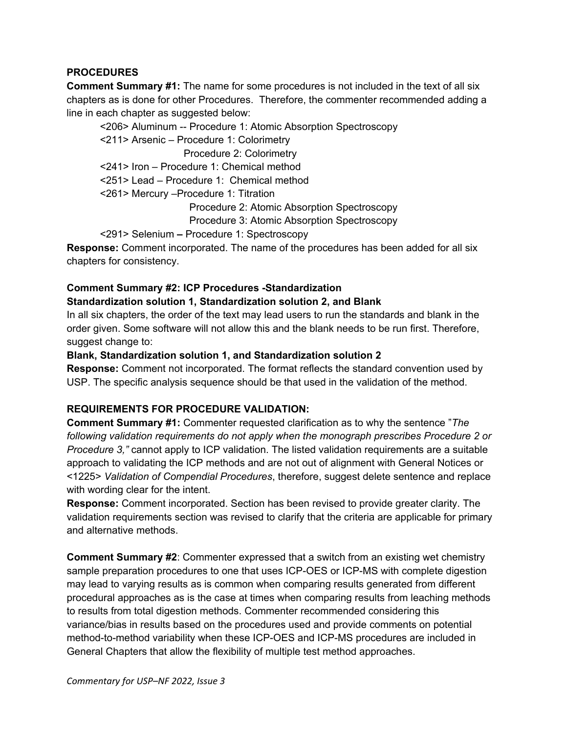**PROCEDURES**

**Comment Summary #1:** The name for some procedures is not included in the text of all six chapters as is done for other Procedures. Therefore, the commenter recommended adding a line in each chapter as suggested below:

<206> Aluminum -- Procedure 1: Atomic Absorption Spectroscopy
<211> Arsenic – Procedure 1: Colorimetry
Procedure 2: Colorimetry
<241> Iron – Procedure 1: Chemical method
<251> Lead – Procedure 1: Chemical method
<261> Mercury –Procedure 1: Titration
Procedure 2: Atomic Absorption Spectroscopy
Procedure 3: Atomic Absorption Spectroscopy
<291> Selenium **–** Procedure 1: Spectroscopy

**Response:** Comment incorporated. The name of the procedures has been added for all six chapters for consistency.

**Comment Summary #2: ICP Procedures -Standardization**
**Standardization solution 1, Standardization solution 2, and Blank**
In all six chapters, the order of the text may lead users to run the standards and blank in the order given. Some software will not allow this and the blank needs to be run first. Therefore, suggest change to:
**Blank, Standardization solution 1, and Standardization solution 2**
**Response:** Comment not incorporated. The format reflects the standard convention used by USP. The specific analysis sequence should be that used in the validation of the method.

**REQUIREMENTS FOR PROCEDURE VALIDATION:**

**Comment Summary #1:** Commenter requested clarification as to why the sentence "*The following validation requirements do not apply when the monograph prescribes Procedure 2 or Procedure 3,"* cannot apply to ICP validation. The listed validation requirements are a suitable approach to validating the ICP methods and are not out of alignment with General Notices or <1225> *Validation of Compendial Procedures*, therefore, suggest delete sentence and replace with wording clear for the intent.
**Response:** Comment incorporated. Section has been revised to provide greater clarity. The validation requirements section was revised to clarify that the criteria are applicable for primary and alternative methods.

**Comment Summary #2**: Commenter expressed that a switch from an existing wet chemistry sample preparation procedures to one that uses ICP-OES or ICP-MS with complete digestion may lead to varying results as is common when comparing results generated from different procedural approaches as is the case at times when comparing results from leaching methods to results from total digestion methods. Commenter recommended considering this variance/bias in results based on the procedures used and provide comments on potential method-to-method variability when these ICP-OES and ICP-MS procedures are included in General Chapters that allow the flexibility of multiple test method approaches.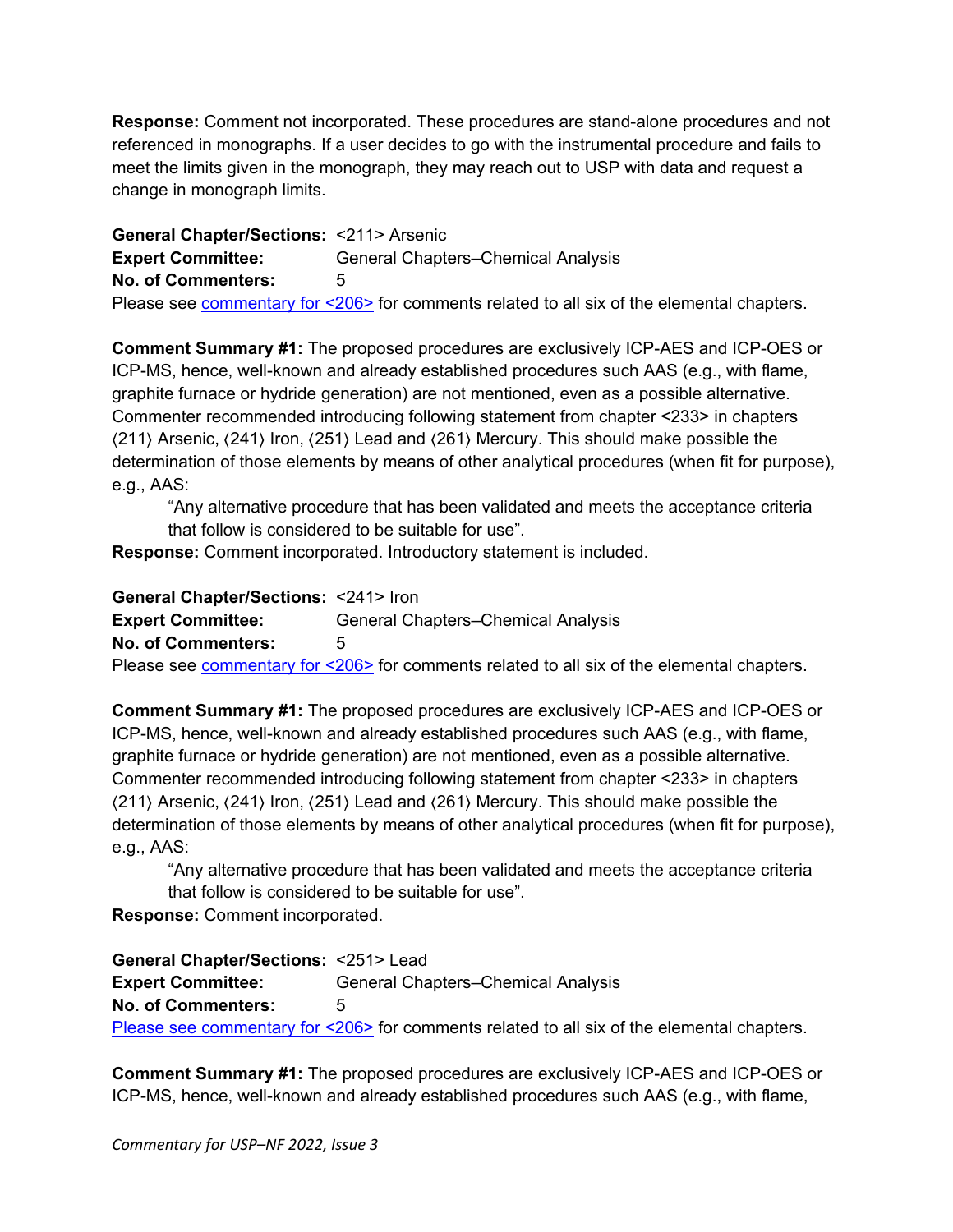**Response:** Comment not incorporated. These procedures are stand-alone procedures and not referenced in monographs. If a user decides to go with the instrumental procedure and fails to meet the limits given in the monograph, they may reach out to USP with data and request a change in monograph limits.

**General Chapter/Sections:** <211> Arsenic
**Expert Committee:** General Chapters–Chemical Analysis
**No. of Commenters:** 5
Please see commentary for <206> for comments related to all six of the elemental chapters.

**Comment Summary #1:** The proposed procedures are exclusively ICP-AES and ICP-OES or ICP-MS, hence, well-known and already established procedures such AAS (e.g., with flame, graphite furnace or hydride generation) are not mentioned, even as a possible alternative. Commenter recommended introducing following statement from chapter <233> in chapters ⟨211⟩ Arsenic, ⟨241⟩ Iron, ⟨251⟩ Lead and ⟨261⟩ Mercury. This should make possible the determination of those elements by means of other analytical procedures (when fit for purpose), e.g., AAS:

> "Any alternative procedure that has been validated and meets the acceptance criteria that follow is considered to be suitable for use".

**Response:** Comment incorporated. Introductory statement is included.

**General Chapter/Sections:** <241> Iron
**Expert Committee:** General Chapters–Chemical Analysis
**No. of Commenters:** 5
Please see commentary for <206> for comments related to all six of the elemental chapters.

**Comment Summary #1:** The proposed procedures are exclusively ICP-AES and ICP-OES or ICP-MS, hence, well-known and already established procedures such AAS (e.g., with flame, graphite furnace or hydride generation) are not mentioned, even as a possible alternative. Commenter recommended introducing following statement from chapter <233> in chapters ⟨211⟩ Arsenic, ⟨241⟩ Iron, ⟨251⟩ Lead and ⟨261⟩ Mercury. This should make possible the determination of those elements by means of other analytical procedures (when fit for purpose), e.g., AAS:

> "Any alternative procedure that has been validated and meets the acceptance criteria that follow is considered to be suitable for use".

**Response:** Comment incorporated.

**General Chapter/Sections:** <251> Lead
**Expert Committee:** General Chapters–Chemical Analysis
**No. of Commenters:** 5
Please see commentary for <206> for comments related to all six of the elemental chapters.

**Comment Summary #1:** The proposed procedures are exclusively ICP-AES and ICP-OES or ICP-MS, hence, well-known and already established procedures such AAS (e.g., with flame,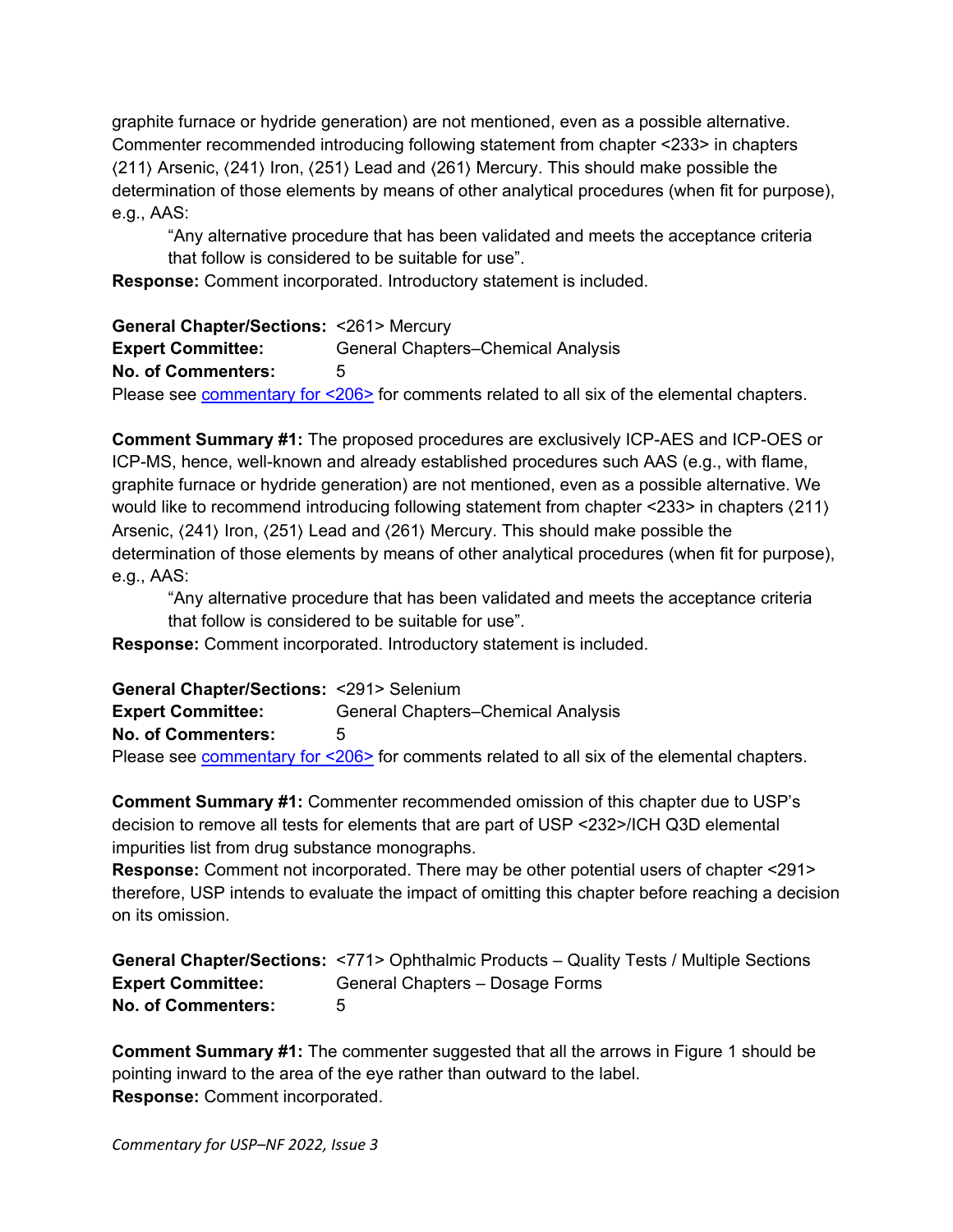graphite furnace or hydride generation) are not mentioned, even as a possible alternative. Commenter recommended introducing following statement from chapter <233> in chapters ⟨211⟩ Arsenic, ⟨241⟩ Iron, ⟨251⟩ Lead and ⟨261⟩ Mercury. This should make possible the determination of those elements by means of other analytical procedures (when fit for purpose), e.g., AAS:

> "Any alternative procedure that has been validated and meets the acceptance criteria that follow is considered to be suitable for use".

**Response:** Comment incorporated. Introductory statement is included.

**General Chapter/Sections:** <261> Mercury
**Expert Committee:** General Chapters–Chemical Analysis
**No. of Commenters:** 5

Please see commentary for <206> for comments related to all six of the elemental chapters.

**Comment Summary #1:** The proposed procedures are exclusively ICP-AES and ICP-OES or ICP-MS, hence, well-known and already established procedures such AAS (e.g., with flame, graphite furnace or hydride generation) are not mentioned, even as a possible alternative. We would like to recommend introducing following statement from chapter <233> in chapters ⟨211⟩ Arsenic, ⟨241⟩ Iron, ⟨251⟩ Lead and ⟨261⟩ Mercury. This should make possible the determination of those elements by means of other analytical procedures (when fit for purpose), e.g., AAS:

> "Any alternative procedure that has been validated and meets the acceptance criteria that follow is considered to be suitable for use".

**Response:** Comment incorporated. Introductory statement is included.

**General Chapter/Sections:** <291> Selenium
**Expert Committee:** General Chapters–Chemical Analysis
**No. of Commenters:** 5

Please see commentary for <206> for comments related to all six of the elemental chapters.

**Comment Summary #1:** Commenter recommended omission of this chapter due to USP's decision to remove all tests for elements that are part of USP <232>/ICH Q3D elemental impurities list from drug substance monographs.

**Response:** Comment not incorporated. There may be other potential users of chapter <291> therefore, USP intends to evaluate the impact of omitting this chapter before reaching a decision on its omission.

**General Chapter/Sections:** <771> Ophthalmic Products – Quality Tests / Multiple Sections
**Expert Committee:** General Chapters – Dosage Forms
**No. of Commenters:** 5

**Comment Summary #1:** The commenter suggested that all the arrows in Figure 1 should be pointing inward to the area of the eye rather than outward to the label.

**Response:** Comment incorporated.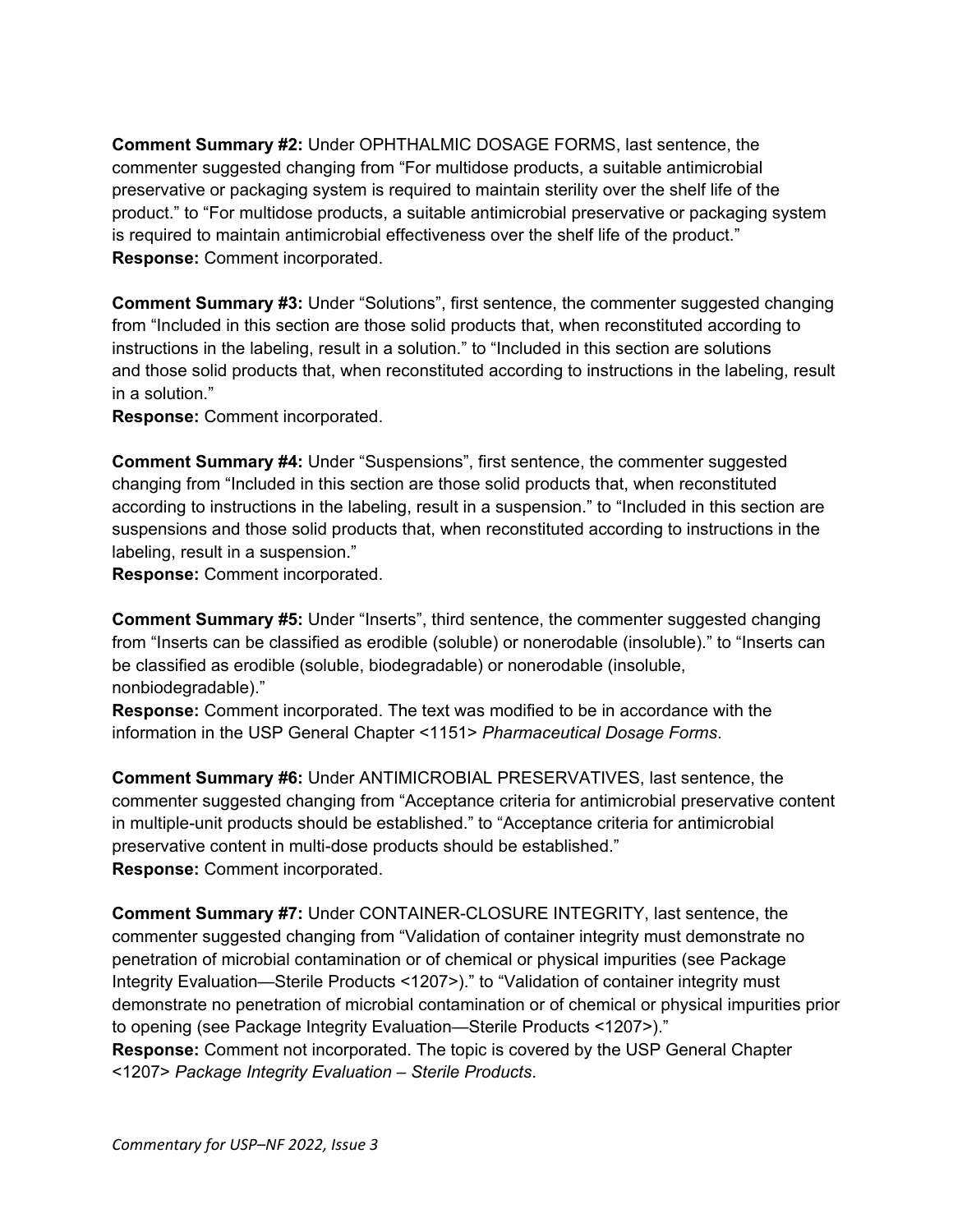**Comment Summary #2:** Under OPHTHALMIC DOSAGE FORMS, last sentence, the commenter suggested changing from “For multidose products, a suitable antimicrobial preservative or packaging system is required to maintain sterility over the shelf life of the product.” to “For multidose products, a suitable antimicrobial preservative or packaging system is required to maintain antimicrobial effectiveness over the shelf life of the product.”
**Response:** Comment incorporated.

**Comment Summary #3:** Under “Solutions”, first sentence, the commenter suggested changing from “Included in this section are those solid products that, when reconstituted according to instructions in the labeling, result in a solution.” to “Included in this section are solutions and those solid products that, when reconstituted according to instructions in the labeling, result in a solution.”
**Response:** Comment incorporated.

**Comment Summary #4:** Under “Suspensions”, first sentence, the commenter suggested changing from “Included in this section are those solid products that, when reconstituted according to instructions in the labeling, result in a suspension.” to “Included in this section are suspensions and those solid products that, when reconstituted according to instructions in the labeling, result in a suspension.”
**Response:** Comment incorporated.

**Comment Summary #5:** Under “Inserts”, third sentence, the commenter suggested changing from “Inserts can be classified as erodible (soluble) or nonerodable (insoluble).” to “Inserts can be classified as erodible (soluble, biodegradable) or nonerodable (insoluble, nonbiodegradable).”
**Response:** Comment incorporated. The text was modified to be in accordance with the information in the USP General Chapter <1151> *Pharmaceutical Dosage Forms*.

**Comment Summary #6:** Under ANTIMICROBIAL PRESERVATIVES, last sentence, the commenter suggested changing from “Acceptance criteria for antimicrobial preservative content in multiple-unit products should be established.” to “Acceptance criteria for antimicrobial preservative content in multi-dose products should be established.”
**Response:** Comment incorporated.

**Comment Summary #7:** Under CONTAINER-CLOSURE INTEGRITY, last sentence, the commenter suggested changing from “Validation of container integrity must demonstrate no penetration of microbial contamination or of chemical or physical impurities (see Package Integrity Evaluation—Sterile Products <1207>).” to “Validation of container integrity must demonstrate no penetration of microbial contamination or of chemical or physical impurities prior to opening (see Package Integrity Evaluation—Sterile Products <1207>).”
**Response:** Comment not incorporated. The topic is covered by the USP General Chapter <1207> *Package Integrity Evaluation – Sterile Products*.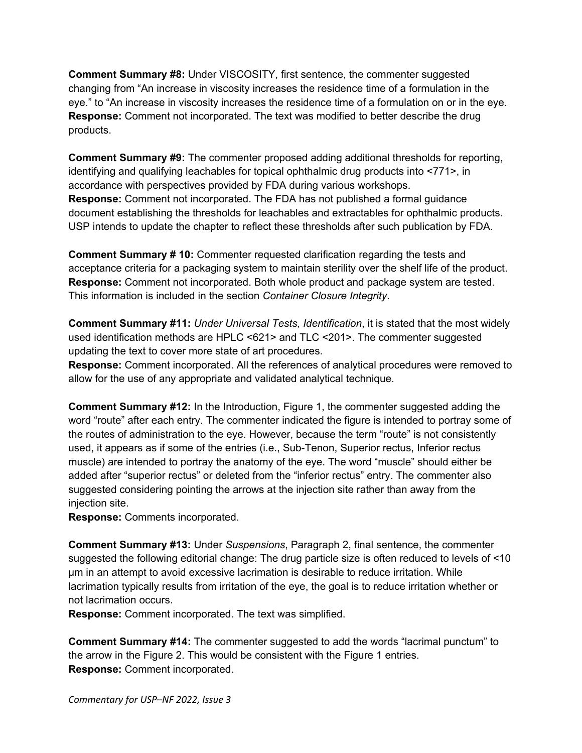**Comment Summary #8:** Under VISCOSITY, first sentence, the commenter suggested changing from “An increase in viscosity increases the residence time of a formulation in the eye.” to “An increase in viscosity increases the residence time of a formulation on or in the eye.

**Response:** Comment not incorporated. The text was modified to better describe the drug products.

**Comment Summary #9:** The commenter proposed adding additional thresholds for reporting, identifying and qualifying leachables for topical ophthalmic drug products into <771>, in accordance with perspectives provided by FDA during various workshops.

**Response:** Comment not incorporated. The FDA has not published a formal guidance document establishing the thresholds for leachables and extractables for ophthalmic products. USP intends to update the chapter to reflect these thresholds after such publication by FDA.

**Comment Summary # 10:** Commenter requested clarification regarding the tests and acceptance criteria for a packaging system to maintain sterility over the shelf life of the product.

**Response:** Comment not incorporated. Both whole product and package system are tested. This information is included in the section *Container Closure Integrity*.

**Comment Summary #11:** *Under Universal Tests, Identification*, it is stated that the most widely used identification methods are HPLC <621> and TLC <201>. The commenter suggested updating the text to cover more state of art procedures.

**Response:** Comment incorporated. All the references of analytical procedures were removed to allow for the use of any appropriate and validated analytical technique.

**Comment Summary #12:** In the Introduction, Figure 1, the commenter suggested adding the word “route” after each entry. The commenter indicated the figure is intended to portray some of the routes of administration to the eye. However, because the term “route” is not consistently used, it appears as if some of the entries (i.e., Sub-Tenon, Superior rectus, Inferior rectus muscle) are intended to portray the anatomy of the eye. The word “muscle” should either be added after “superior rectus” or deleted from the “inferior rectus” entry. The commenter also suggested considering pointing the arrows at the injection site rather than away from the injection site.

**Response:** Comments incorporated.

**Comment Summary #13:** Under *Suspensions*, Paragraph 2, final sentence, the commenter suggested the following editorial change: The drug particle size is often reduced to levels of <10 µm in an attempt to avoid excessive lacrimation is desirable to reduce irritation. While lacrimation typically results from irritation of the eye, the goal is to reduce irritation whether or not lacrimation occurs.

**Response:** Comment incorporated. The text was simplified.

**Comment Summary #14:** The commenter suggested to add the words “lacrimal punctum” to the arrow in the Figure 2. This would be consistent with the Figure 1 entries.

**Response:** Comment incorporated.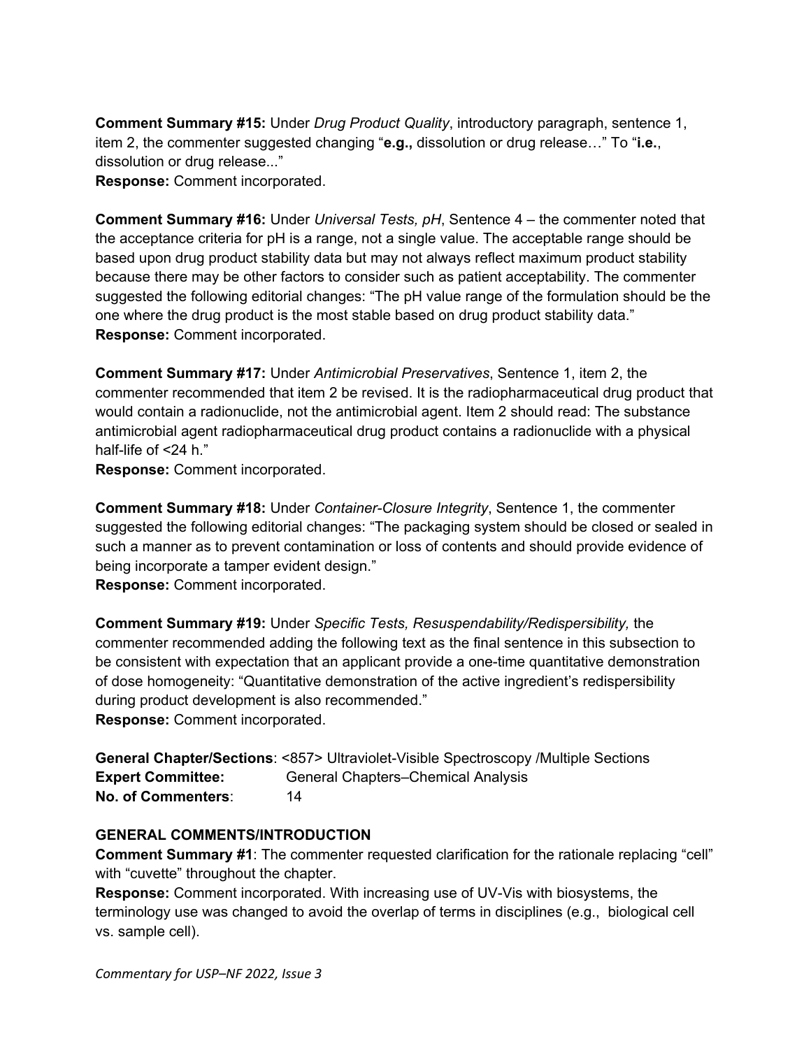**Comment Summary #15:** Under *Drug Product Quality*, introductory paragraph, sentence 1, item 2, the commenter suggested changing "**e.g.,** dissolution or drug release…" To "**i.e.**, dissolution or drug release..."
**Response:** Comment incorporated.

**Comment Summary #16:** Under *Universal Tests, pH*, Sentence 4 – the commenter noted that the acceptance criteria for pH is a range, not a single value. The acceptable range should be based upon drug product stability data but may not always reflect maximum product stability because there may be other factors to consider such as patient acceptability. The commenter suggested the following editorial changes: "The pH value range of the formulation should be the one where the drug product is the most stable based on drug product stability data."
**Response:** Comment incorporated.

**Comment Summary #17:** Under *Antimicrobial Preservatives*, Sentence 1, item 2, the commenter recommended that item 2 be revised. It is the radiopharmaceutical drug product that would contain a radionuclide, not the antimicrobial agent. Item 2 should read: The substance antimicrobial agent radiopharmaceutical drug product contains a radionuclide with a physical half-life of <24 h."
**Response:** Comment incorporated.

**Comment Summary #18:** Under *Container-Closure Integrity*, Sentence 1, the commenter suggested the following editorial changes: "The packaging system should be closed or sealed in such a manner as to prevent contamination or loss of contents and should provide evidence of being incorporate a tamper evident design."
**Response:** Comment incorporated.

**Comment Summary #19:** Under *Specific Tests, Resuspendability/Redispersibility,* the commenter recommended adding the following text as the final sentence in this subsection to be consistent with expectation that an applicant provide a one-time quantitative demonstration of dose homogeneity: "Quantitative demonstration of the active ingredient's redispersibility during product development is also recommended."
**Response:** Comment incorporated.

**General Chapter/Sections**: <857> Ultraviolet-Visible Spectroscopy /Multiple Sections
**Expert Committee:** General Chapters–Chemical Analysis
**No. of Commenters**: 14

**GENERAL COMMENTS/INTRODUCTION**

**Comment Summary #1**: The commenter requested clarification for the rationale replacing "cell" with "cuvette" throughout the chapter.
**Response:** Comment incorporated. With increasing use of UV-Vis with biosystems, the terminology use was changed to avoid the overlap of terms in disciplines (e.g., biological cell vs. sample cell).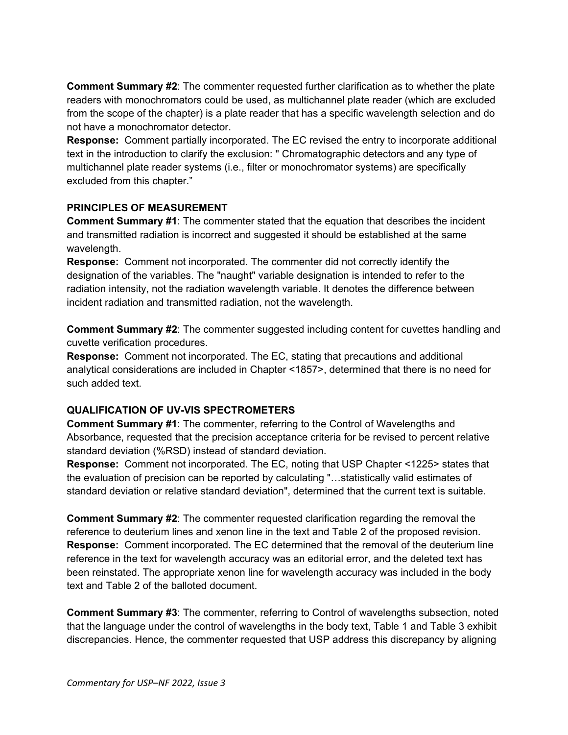**Comment Summary #2**: The commenter requested further clarification as to whether the plate readers with monochromators could be used, as multichannel plate reader (which are excluded from the scope of the chapter) is a plate reader that has a specific wavelength selection and do not have a monochromator detector.

**Response:** Comment partially incorporated. The EC revised the entry to incorporate additional text in the introduction to clarify the exclusion: " Chromatographic detectors and any type of multichannel plate reader systems (i.e., filter or monochromator systems) are specifically excluded from this chapter."

### PRINCIPLES OF MEASUREMENT

**Comment Summary #1**: The commenter stated that the equation that describes the incident and transmitted radiation is incorrect and suggested it should be established at the same wavelength.

**Response:** Comment not incorporated. The commenter did not correctly identify the designation of the variables. The "naught" variable designation is intended to refer to the radiation intensity, not the radiation wavelength variable. It denotes the difference between incident radiation and transmitted radiation, not the wavelength.

**Comment Summary #2**: The commenter suggested including content for cuvettes handling and cuvette verification procedures.

**Response:** Comment not incorporated. The EC, stating that precautions and additional analytical considerations are included in Chapter <1857>, determined that there is no need for such added text.

### QUALIFICATION OF UV-VIS SPECTROMETERS

**Comment Summary #1**: The commenter, referring to the Control of Wavelengths and Absorbance, requested that the precision acceptance criteria for be revised to percent relative standard deviation (%RSD) instead of standard deviation.

**Response:** Comment not incorporated. The EC, noting that USP Chapter <1225> states that the evaluation of precision can be reported by calculating "…statistically valid estimates of standard deviation or relative standard deviation", determined that the current text is suitable.

**Comment Summary #2**: The commenter requested clarification regarding the removal the reference to deuterium lines and xenon line in the text and Table 2 of the proposed revision.

**Response:** Comment incorporated. The EC determined that the removal of the deuterium line reference in the text for wavelength accuracy was an editorial error, and the deleted text has been reinstated. The appropriate xenon line for wavelength accuracy was included in the body text and Table 2 of the balloted document.

**Comment Summary #3**: The commenter, referring to Control of wavelengths subsection, noted that the language under the control of wavelengths in the body text, Table 1 and Table 3 exhibit discrepancies. Hence, the commenter requested that USP address this discrepancy by aligning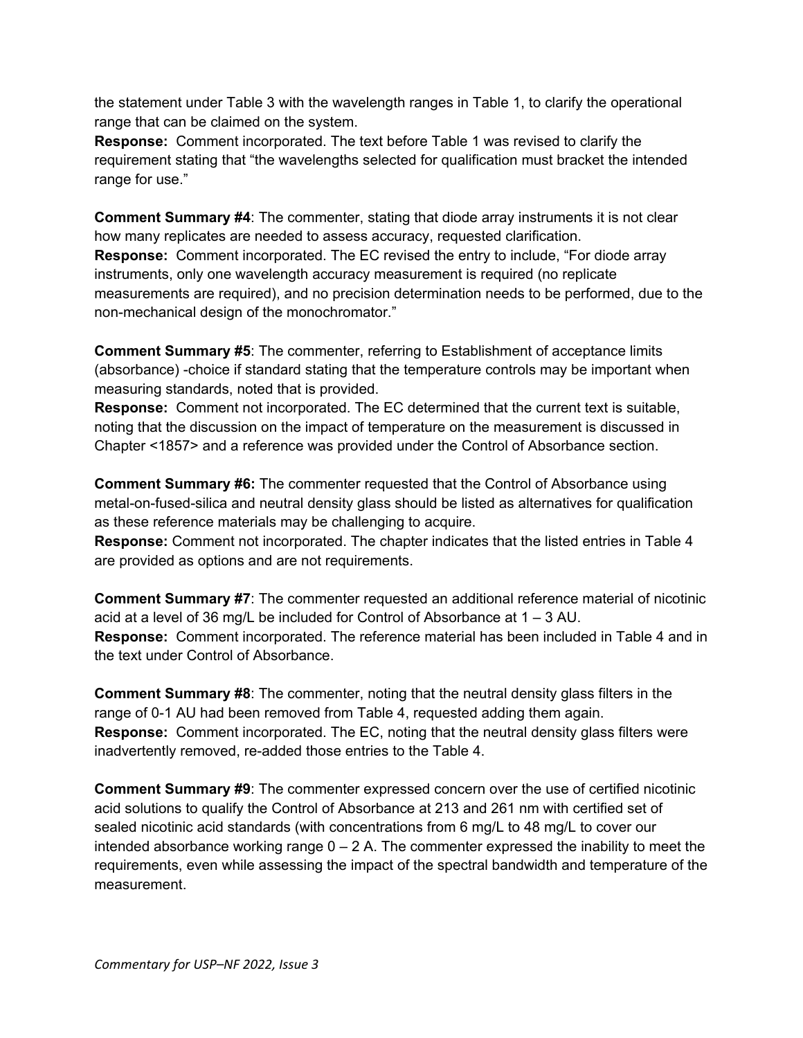the statement under Table 3 with the wavelength ranges in Table 1, to clarify the operational range that can be claimed on the system.
**Response:** Comment incorporated. The text before Table 1 was revised to clarify the requirement stating that "the wavelengths selected for qualification must bracket the intended range for use."

**Comment Summary #4**: The commenter, stating that diode array instruments it is not clear how many replicates are needed to assess accuracy, requested clarification.
**Response:** Comment incorporated. The EC revised the entry to include, "For diode array instruments, only one wavelength accuracy measurement is required (no replicate measurements are required), and no precision determination needs to be performed, due to the non-mechanical design of the monochromator."

**Comment Summary #5**: The commenter, referring to Establishment of acceptance limits (absorbance) -choice if standard stating that the temperature controls may be important when measuring standards, noted that is provided.
**Response:** Comment not incorporated. The EC determined that the current text is suitable, noting that the discussion on the impact of temperature on the measurement is discussed in Chapter <1857> and a reference was provided under the Control of Absorbance section.

**Comment Summary #6:** The commenter requested that the Control of Absorbance using metal-on-fused-silica and neutral density glass should be listed as alternatives for qualification as these reference materials may be challenging to acquire.
**Response:** Comment not incorporated. The chapter indicates that the listed entries in Table 4 are provided as options and are not requirements.

**Comment Summary #7**: The commenter requested an additional reference material of nicotinic acid at a level of 36 mg/L be included for Control of Absorbance at 1 – 3 AU.
**Response:** Comment incorporated. The reference material has been included in Table 4 and in the text under Control of Absorbance.

**Comment Summary #8**: The commenter, noting that the neutral density glass filters in the range of 0-1 AU had been removed from Table 4, requested adding them again.
**Response:** Comment incorporated. The EC, noting that the neutral density glass filters were inadvertently removed, re-added those entries to the Table 4.

**Comment Summary #9**: The commenter expressed concern over the use of certified nicotinic acid solutions to qualify the Control of Absorbance at 213 and 261 nm with certified set of sealed nicotinic acid standards (with concentrations from 6 mg/L to 48 mg/L to cover our intended absorbance working range 0 – 2 A. The commenter expressed the inability to meet the requirements, even while assessing the impact of the spectral bandwidth and temperature of the measurement.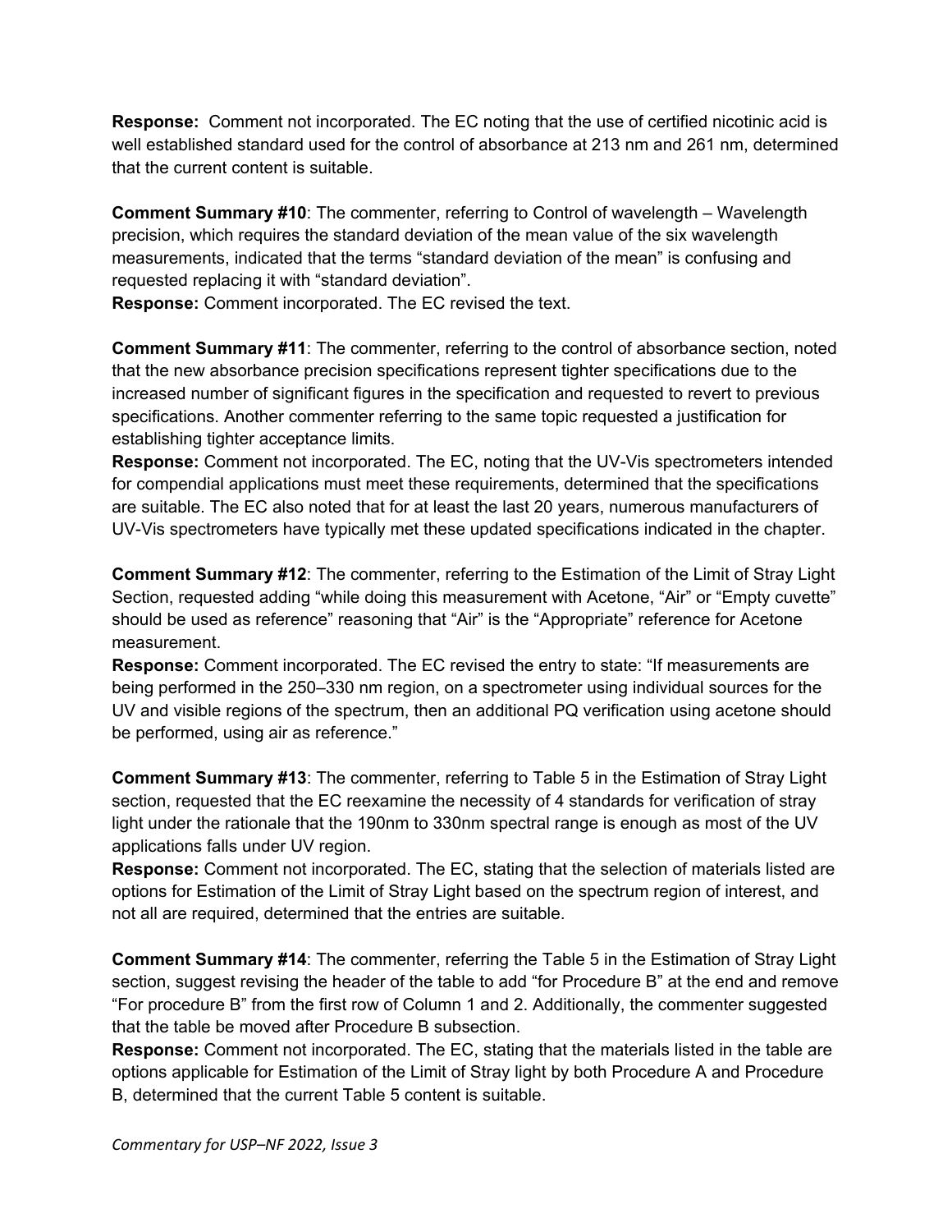**Response:** Comment not incorporated. The EC noting that the use of certified nicotinic acid is well established standard used for the control of absorbance at 213 nm and 261 nm, determined that the current content is suitable.

**Comment Summary #10**: The commenter, referring to Control of wavelength – Wavelength precision, which requires the standard deviation of the mean value of the six wavelength measurements, indicated that the terms "standard deviation of the mean" is confusing and requested replacing it with "standard deviation".
**Response:** Comment incorporated. The EC revised the text.

**Comment Summary #11**: The commenter, referring to the control of absorbance section, noted that the new absorbance precision specifications represent tighter specifications due to the increased number of significant figures in the specification and requested to revert to previous specifications. Another commenter referring to the same topic requested a justification for establishing tighter acceptance limits.
**Response:** Comment not incorporated. The EC, noting that the UV-Vis spectrometers intended for compendial applications must meet these requirements, determined that the specifications are suitable. The EC also noted that for at least the last 20 years, numerous manufacturers of UV-Vis spectrometers have typically met these updated specifications indicated in the chapter.

**Comment Summary #12**: The commenter, referring to the Estimation of the Limit of Stray Light Section, requested adding "while doing this measurement with Acetone, "Air" or "Empty cuvette" should be used as reference" reasoning that "Air" is the "Appropriate" reference for Acetone measurement.
**Response:** Comment incorporated. The EC revised the entry to state: "If measurements are being performed in the 250–330 nm region, on a spectrometer using individual sources for the UV and visible regions of the spectrum, then an additional PQ verification using acetone should be performed, using air as reference."

**Comment Summary #13**: The commenter, referring to Table 5 in the Estimation of Stray Light section, requested that the EC reexamine the necessity of 4 standards for verification of stray light under the rationale that the 190nm to 330nm spectral range is enough as most of the UV applications falls under UV region.
**Response:** Comment not incorporated. The EC, stating that the selection of materials listed are options for Estimation of the Limit of Stray Light based on the spectrum region of interest, and not all are required, determined that the entries are suitable.

**Comment Summary #14**: The commenter, referring the Table 5 in the Estimation of Stray Light section, suggest revising the header of the table to add "for Procedure B" at the end and remove "For procedure B" from the first row of Column 1 and 2. Additionally, the commenter suggested that the table be moved after Procedure B subsection.
**Response:** Comment not incorporated. The EC, stating that the materials listed in the table are options applicable for Estimation of the Limit of Stray light by both Procedure A and Procedure B, determined that the current Table 5 content is suitable.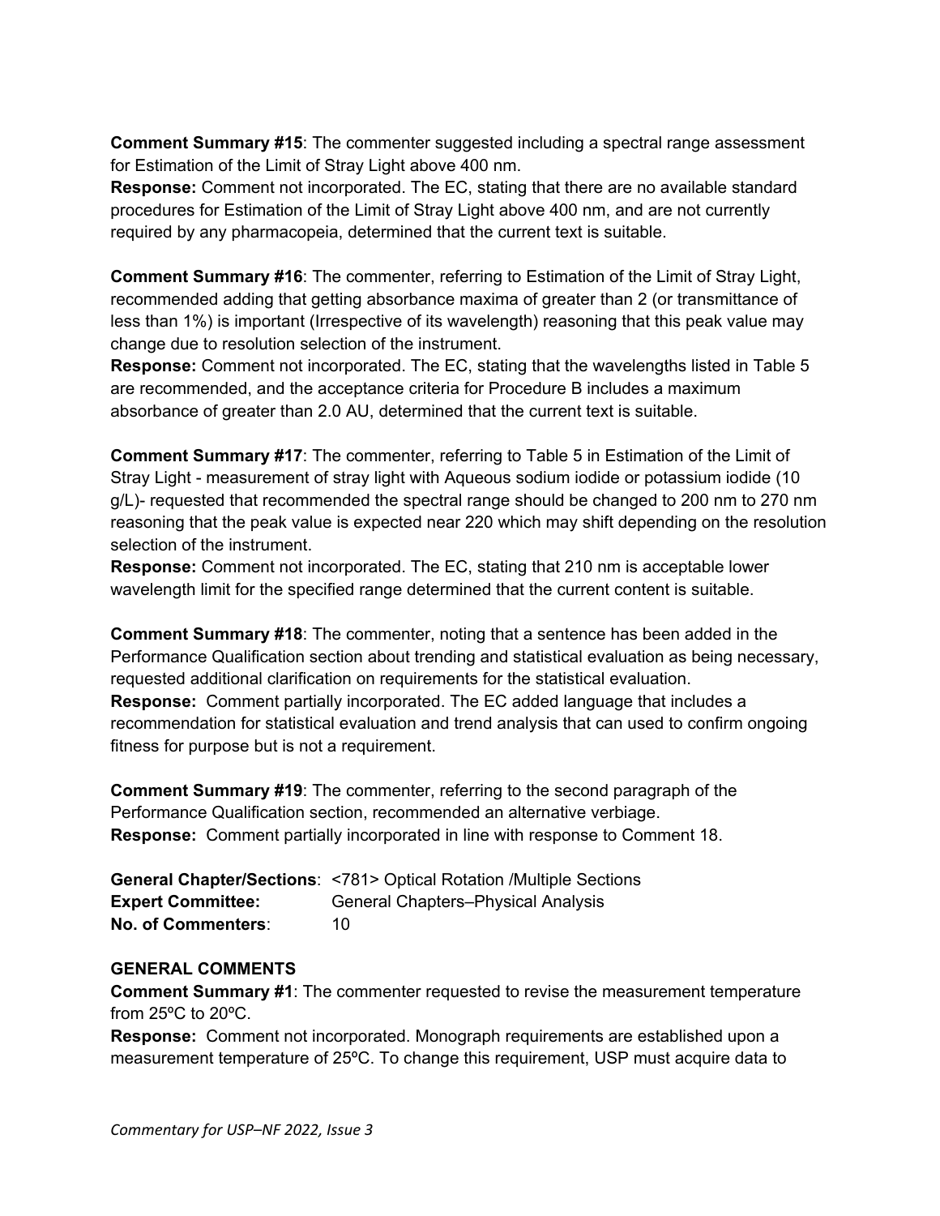**Comment Summary #15**: The commenter suggested including a spectral range assessment for Estimation of the Limit of Stray Light above 400 nm.

**Response:** Comment not incorporated. The EC, stating that there are no available standard procedures for Estimation of the Limit of Stray Light above 400 nm, and are not currently required by any pharmacopeia, determined that the current text is suitable.

**Comment Summary #16**: The commenter, referring to Estimation of the Limit of Stray Light, recommended adding that getting absorbance maxima of greater than 2 (or transmittance of less than 1%) is important (Irrespective of its wavelength) reasoning that this peak value may change due to resolution selection of the instrument.

**Response:** Comment not incorporated. The EC, stating that the wavelengths listed in Table 5 are recommended, and the acceptance criteria for Procedure B includes a maximum absorbance of greater than 2.0 AU, determined that the current text is suitable.

**Comment Summary #17**: The commenter, referring to Table 5 in Estimation of the Limit of Stray Light - measurement of stray light with Aqueous sodium iodide or potassium iodide (10 g/L)- requested that recommended the spectral range should be changed to 200 nm to 270 nm reasoning that the peak value is expected near 220 which may shift depending on the resolution selection of the instrument.

**Response:** Comment not incorporated. The EC, stating that 210 nm is acceptable lower wavelength limit for the specified range determined that the current content is suitable.

**Comment Summary #18**: The commenter, noting that a sentence has been added in the Performance Qualification section about trending and statistical evaluation as being necessary, requested additional clarification on requirements for the statistical evaluation.

**Response:** Comment partially incorporated. The EC added language that includes a recommendation for statistical evaluation and trend analysis that can used to confirm ongoing fitness for purpose but is not a requirement.

**Comment Summary #19**: The commenter, referring to the second paragraph of the Performance Qualification section, recommended an alternative verbiage.

**Response:** Comment partially incorporated in line with response to Comment 18.

**General Chapter/Sections**: <781> Optical Rotation /Multiple Sections
**Expert Committee:** General Chapters–Physical Analysis
**No. of Commenters**: 10

**GENERAL COMMENTS**

**Comment Summary #1**: The commenter requested to revise the measurement temperature from 25ºC to 20ºC.

**Response:** Comment not incorporated. Monograph requirements are established upon a measurement temperature of 25ºC. To change this requirement, USP must acquire data to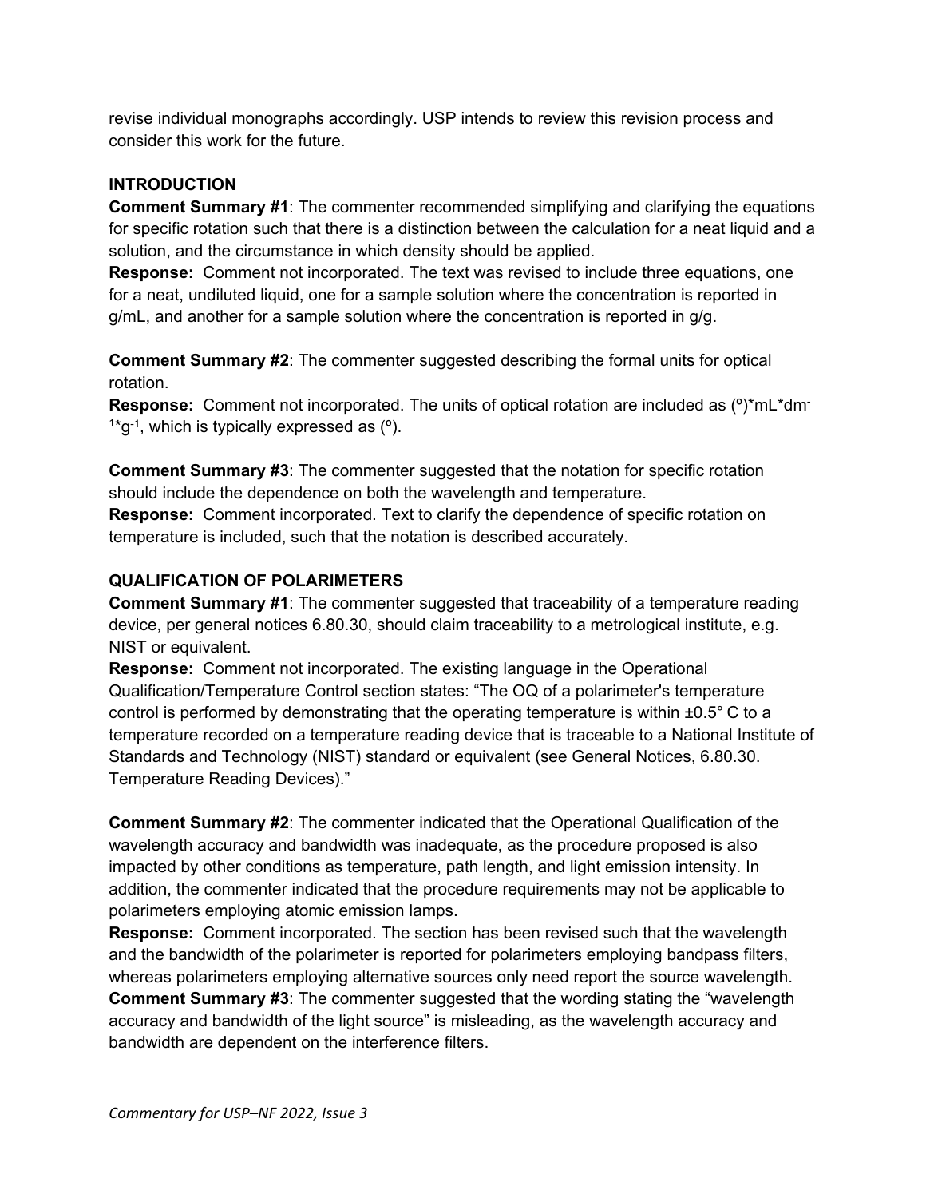revise individual monographs accordingly. USP intends to review this revision process and consider this work for the future.

## INTRODUCTION

**Comment Summary #1**: The commenter recommended simplifying and clarifying the equations for specific rotation such that there is a distinction between the calculation for a neat liquid and a solution, and the circumstance in which density should be applied.

**Response:** Comment not incorporated. The text was revised to include three equations, one for a neat, undiluted liquid, one for a sample solution where the concentration is reported in g/mL, and another for a sample solution where the concentration is reported in g/g.

**Comment Summary #2**: The commenter suggested describing the formal units for optical rotation.

**Response:** Comment not incorporated. The units of optical rotation are included as $(^{\circ})*mL*dm^{-1}*g^{-1}$, which is typically expressed as $(^{\circ})$.

**Comment Summary #3**: The commenter suggested that the notation for specific rotation should include the dependence on both the wavelength and temperature.

**Response:** Comment incorporated. Text to clarify the dependence of specific rotation on temperature is included, such that the notation is described accurately.

## QUALIFICATION OF POLARIMETERS

**Comment Summary #1**: The commenter suggested that traceability of a temperature reading device, per general notices 6.80.30, should claim traceability to a metrological institute, e.g. NIST or equivalent.

**Response:** Comment not incorporated. The existing language in the Operational Qualification/Temperature Control section states: "The OQ of a polarimeter's temperature control is performed by demonstrating that the operating temperature is within ±0.5° C to a temperature recorded on a temperature reading device that is traceable to a National Institute of Standards and Technology (NIST) standard or equivalent (see General Notices, 6.80.30. Temperature Reading Devices)."

**Comment Summary #2**: The commenter indicated that the Operational Qualification of the wavelength accuracy and bandwidth was inadequate, as the procedure proposed is also impacted by other conditions as temperature, path length, and light emission intensity. In addition, the commenter indicated that the procedure requirements may not be applicable to polarimeters employing atomic emission lamps.

**Response:** Comment incorporated. The section has been revised such that the wavelength and the bandwidth of the polarimeter is reported for polarimeters employing bandpass filters, whereas polarimeters employing alternative sources only need report the source wavelength.

**Comment Summary #3**: The commenter suggested that the wording stating the "wavelength accuracy and bandwidth of the light source" is misleading, as the wavelength accuracy and bandwidth are dependent on the interference filters.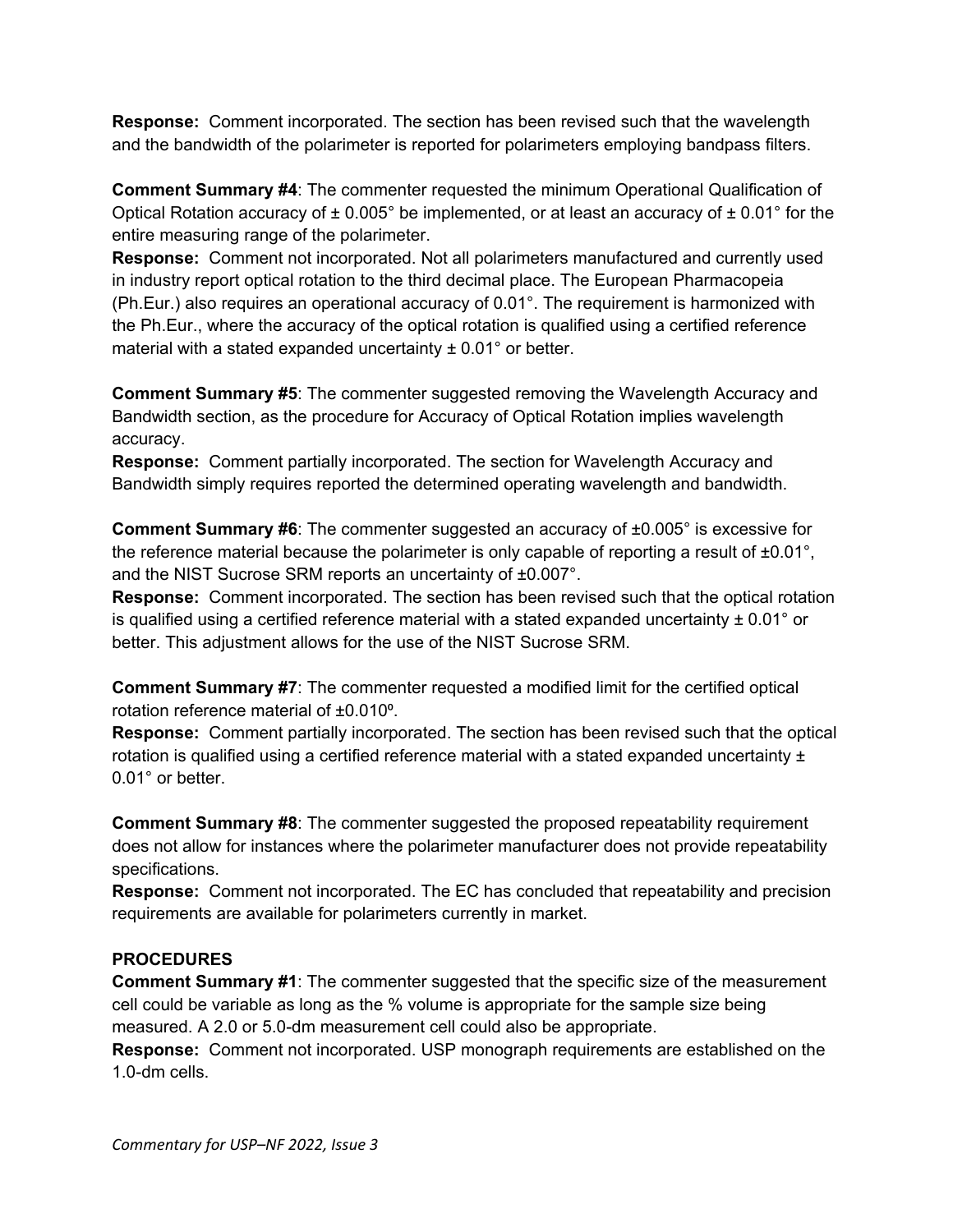**Response:** Comment incorporated. The section has been revised such that the wavelength and the bandwidth of the polarimeter is reported for polarimeters employing bandpass filters.

**Comment Summary #4**: The commenter requested the minimum Operational Qualification of Optical Rotation accuracy of ± 0.005° be implemented, or at least an accuracy of ± 0.01° for the entire measuring range of the polarimeter.
**Response:** Comment not incorporated. Not all polarimeters manufactured and currently used in industry report optical rotation to the third decimal place. The European Pharmacopeia (Ph.Eur.) also requires an operational accuracy of 0.01°. The requirement is harmonized with the Ph.Eur., where the accuracy of the optical rotation is qualified using a certified reference material with a stated expanded uncertainty ± 0.01° or better.

**Comment Summary #5**: The commenter suggested removing the Wavelength Accuracy and Bandwidth section, as the procedure for Accuracy of Optical Rotation implies wavelength accuracy.
**Response:** Comment partially incorporated. The section for Wavelength Accuracy and Bandwidth simply requires reported the determined operating wavelength and bandwidth.

**Comment Summary #6**: The commenter suggested an accuracy of ±0.005° is excessive for the reference material because the polarimeter is only capable of reporting a result of ±0.01°, and the NIST Sucrose SRM reports an uncertainty of ±0.007°.
**Response:** Comment incorporated. The section has been revised such that the optical rotation is qualified using a certified reference material with a stated expanded uncertainty ± 0.01° or better. This adjustment allows for the use of the NIST Sucrose SRM.

**Comment Summary #7**: The commenter requested a modified limit for the certified optical rotation reference material of ±0.010º.
**Response:** Comment partially incorporated. The section has been revised such that the optical rotation is qualified using a certified reference material with a stated expanded uncertainty ± 0.01° or better.

**Comment Summary #8**: The commenter suggested the proposed repeatability requirement does not allow for instances where the polarimeter manufacturer does not provide repeatability specifications.
**Response:** Comment not incorporated. The EC has concluded that repeatability and precision requirements are available for polarimeters currently in market.

**PROCEDURES**

**Comment Summary #1**: The commenter suggested that the specific size of the measurement cell could be variable as long as the % volume is appropriate for the sample size being measured. A 2.0 or 5.0-dm measurement cell could also be appropriate.
**Response:** Comment not incorporated. USP monograph requirements are established on the 1.0-dm cells.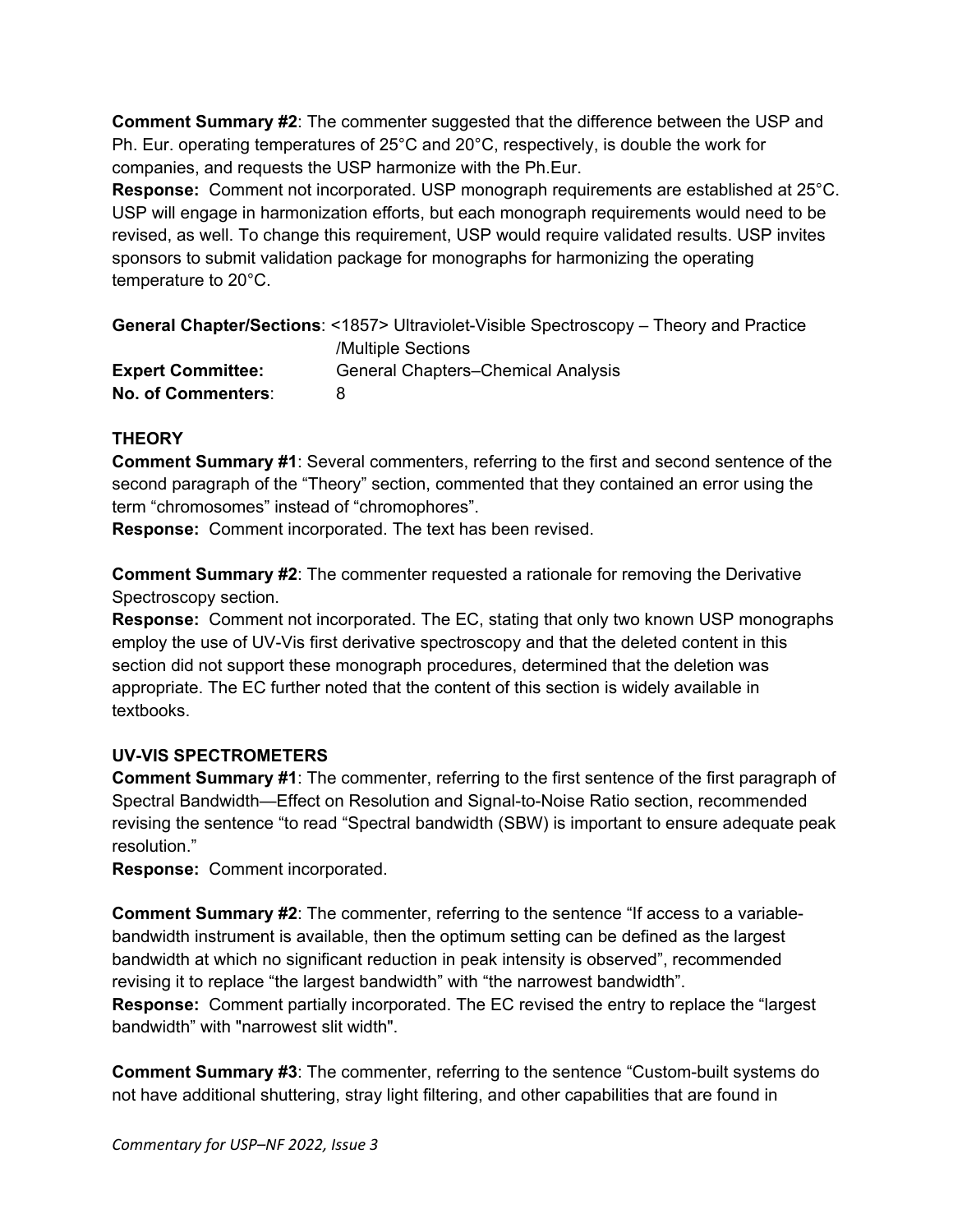**Comment Summary #2**: The commenter suggested that the difference between the USP and Ph. Eur. operating temperatures of 25°C and 20°C, respectively, is double the work for companies, and requests the USP harmonize with the Ph.Eur.

**Response:** Comment not incorporated. USP monograph requirements are established at 25°C. USP will engage in harmonization efforts, but each monograph requirements would need to be revised, as well. To change this requirement, USP would require validated results. USP invites sponsors to submit validation package for monographs for harmonizing the operating temperature to 20°C.

**General Chapter/Sections**: <1857> Ultraviolet-Visible Spectroscopy – Theory and Practice /Multiple Sections
**Expert Committee:** General Chapters–Chemical Analysis
**No. of Commenters**: 8

**THEORY**

**Comment Summary #1**: Several commenters, referring to the first and second sentence of the second paragraph of the "Theory" section, commented that they contained an error using the term "chromosomes" instead of "chromophores".

**Response:** Comment incorporated. The text has been revised.

**Comment Summary #2**: The commenter requested a rationale for removing the Derivative Spectroscopy section.

**Response:** Comment not incorporated. The EC, stating that only two known USP monographs employ the use of UV-Vis first derivative spectroscopy and that the deleted content in this section did not support these monograph procedures, determined that the deletion was appropriate. The EC further noted that the content of this section is widely available in textbooks.

**UV-VIS SPECTROMETERS**

**Comment Summary #1**: The commenter, referring to the first sentence of the first paragraph of Spectral Bandwidth—Effect on Resolution and Signal-to-Noise Ratio section, recommended revising the sentence "to read "Spectral bandwidth (SBW) is important to ensure adequate peak resolution."

**Response:** Comment incorporated.

**Comment Summary #2**: The commenter, referring to the sentence "If access to a variable-bandwidth instrument is available, then the optimum setting can be defined as the largest bandwidth at which no significant reduction in peak intensity is observed", recommended revising it to replace "the largest bandwidth" with "the narrowest bandwidth".

**Response:** Comment partially incorporated. The EC revised the entry to replace the "largest bandwidth" with "narrowest slit width".

**Comment Summary #3**: The commenter, referring to the sentence "Custom-built systems do not have additional shuttering, stray light filtering, and other capabilities that are found in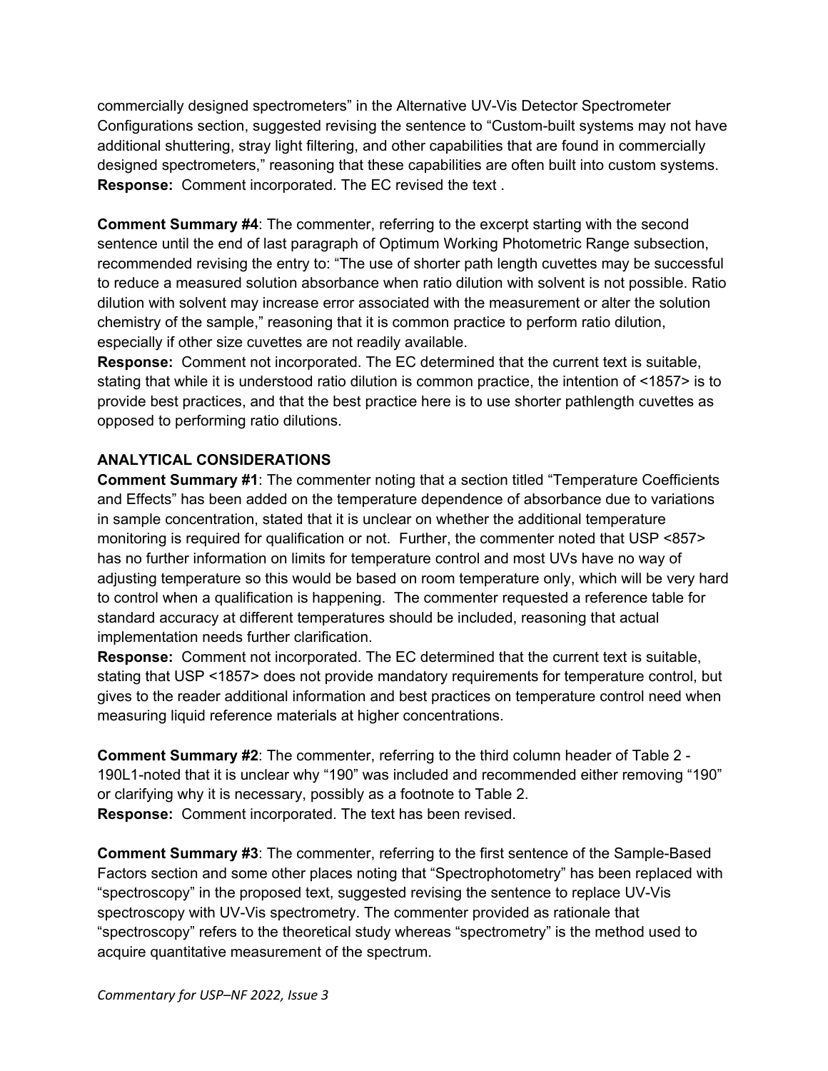commercially designed spectrometers" in the Alternative UV-Vis Detector Spectrometer Configurations section, suggested revising the sentence to "Custom-built systems may not have additional shuttering, stray light filtering, and other capabilities that are found in commercially designed spectrometers," reasoning that these capabilities are often built into custom systems.
**Response:** Comment incorporated. The EC revised the text .

**Comment Summary #4**: The commenter, referring to the excerpt starting with the second sentence until the end of last paragraph of Optimum Working Photometric Range subsection, recommended revising the entry to: "The use of shorter path length cuvettes may be successful to reduce a measured solution absorbance when ratio dilution with solvent is not possible. Ratio dilution with solvent may increase error associated with the measurement or alter the solution chemistry of the sample," reasoning that it is common practice to perform ratio dilution, especially if other size cuvettes are not readily available.
**Response:** Comment not incorporated. The EC determined that the current text is suitable, stating that while it is understood ratio dilution is common practice, the intention of <1857> is to provide best practices, and that the best practice here is to use shorter pathlength cuvettes as opposed to performing ratio dilutions.

**ANALYTICAL CONSIDERATIONS**

**Comment Summary #1**: The commenter noting that a section titled "Temperature Coefficients and Effects" has been added on the temperature dependence of absorbance due to variations in sample concentration, stated that it is unclear on whether the additional temperature monitoring is required for qualification or not. Further, the commenter noted that USP <857> has no further information on limits for temperature control and most UVs have no way of adjusting temperature so this would be based on room temperature only, which will be very hard to control when a qualification is happening. The commenter requested a reference table for standard accuracy at different temperatures should be included, reasoning that actual implementation needs further clarification.
**Response:** Comment not incorporated. The EC determined that the current text is suitable, stating that USP <1857> does not provide mandatory requirements for temperature control, but gives to the reader additional information and best practices on temperature control need when measuring liquid reference materials at higher concentrations.

**Comment Summary #2**: The commenter, referring to the third column header of Table 2 - 190L1-noted that it is unclear why "190" was included and recommended either removing "190" or clarifying why it is necessary, possibly as a footnote to Table 2.
**Response:** Comment incorporated. The text has been revised.

**Comment Summary #3**: The commenter, referring to the first sentence of the Sample-Based Factors section and some other places noting that "Spectrophotometry" has been replaced with "spectroscopy" in the proposed text, suggested revising the sentence to replace UV-Vis spectroscopy with UV-Vis spectrometry. The commenter provided as rationale that "spectroscopy" refers to the theoretical study whereas "spectrometry" is the method used to acquire quantitative measurement of the spectrum.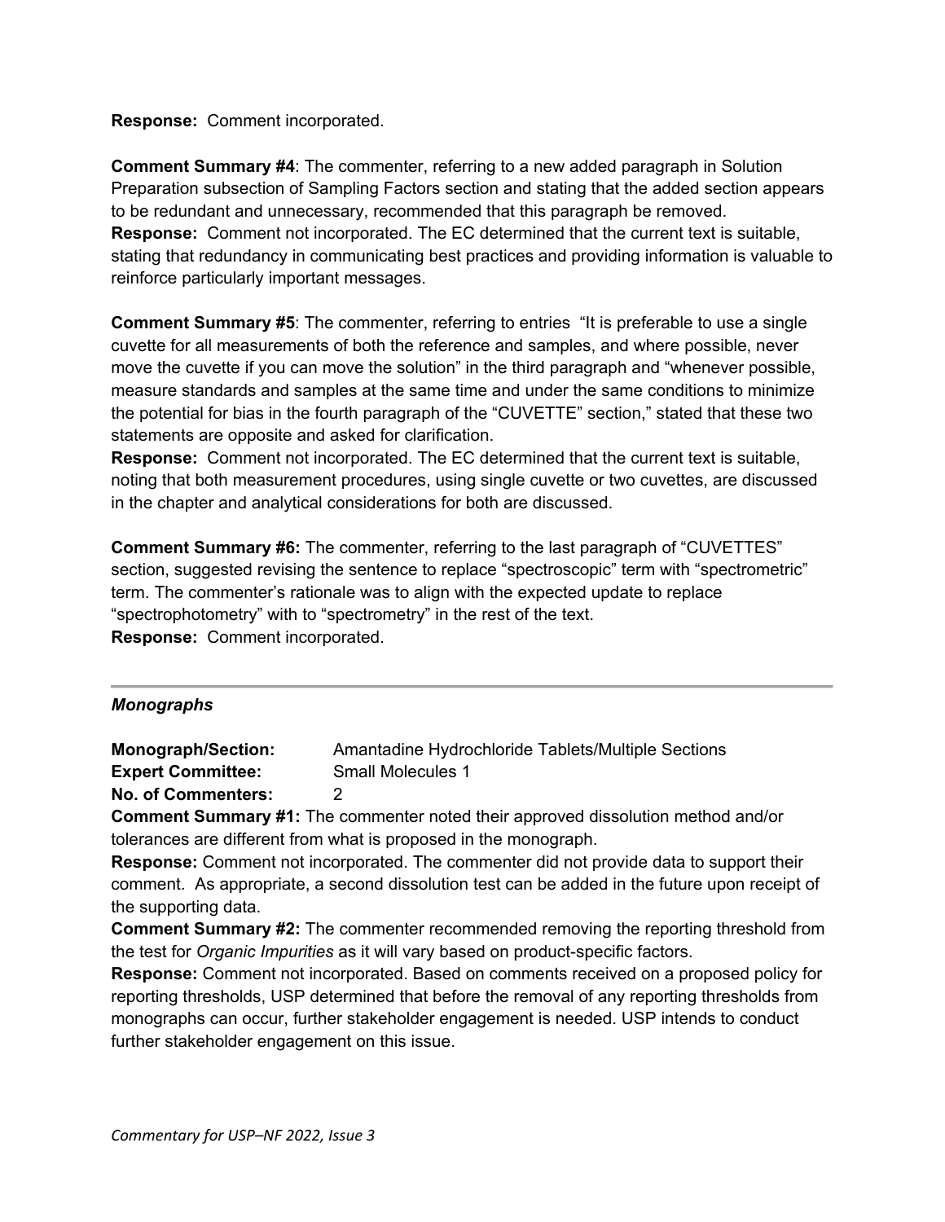**Response:** Comment incorporated.

**Comment Summary #4**: The commenter, referring to a new added paragraph in Solution Preparation subsection of Sampling Factors section and stating that the added section appears to be redundant and unnecessary, recommended that this paragraph be removed.
**Response:** Comment not incorporated. The EC determined that the current text is suitable, stating that redundancy in communicating best practices and providing information is valuable to reinforce particularly important messages.

**Comment Summary #5**: The commenter, referring to entries "It is preferable to use a single cuvette for all measurements of both the reference and samples, and where possible, never move the cuvette if you can move the solution" in the third paragraph and "whenever possible, measure standards and samples at the same time and under the same conditions to minimize the potential for bias in the fourth paragraph of the "CUVETTE" section," stated that these two statements are opposite and asked for clarification.
**Response:** Comment not incorporated. The EC determined that the current text is suitable, noting that both measurement procedures, using single cuvette or two cuvettes, are discussed in the chapter and analytical considerations for both are discussed.

**Comment Summary #6:** The commenter, referring to the last paragraph of "CUVETTES" section, suggested revising the sentence to replace "spectroscopic" term with "spectrometric" term. The commenter's rationale was to align with the expected update to replace "spectrophotometry" with to "spectrometry" in the rest of the text.
**Response:** Comment incorporated.

---

### *Monographs*

**Monograph/Section:** Amantadine Hydrochloride Tablets/Multiple Sections
**Expert Committee:** Small Molecules 1
**No. of Commenters:** 2

**Comment Summary #1:** The commenter noted their approved dissolution method and/or tolerances are different from what is proposed in the monograph.
**Response:** Comment not incorporated. The commenter did not provide data to support their comment. As appropriate, a second dissolution test can be added in the future upon receipt of the supporting data.

**Comment Summary #2:** The commenter recommended removing the reporting threshold from the test for *Organic Impurities* as it will vary based on product-specific factors.
**Response:** Comment not incorporated. Based on comments received on a proposed policy for reporting thresholds, USP determined that before the removal of any reporting thresholds from monographs can occur, further stakeholder engagement is needed. USP intends to conduct further stakeholder engagement on this issue.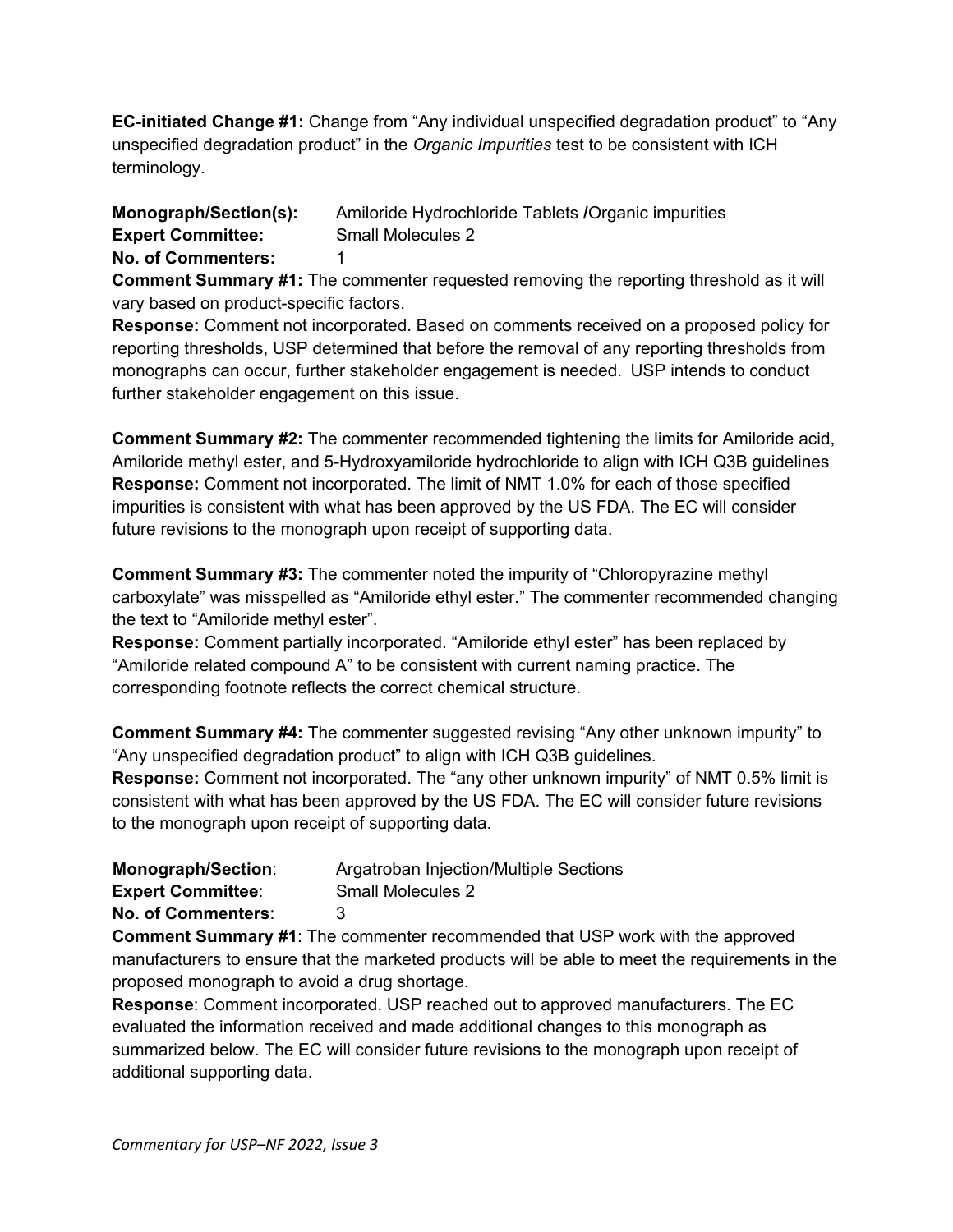**EC-initiated Change #1:** Change from "Any individual unspecified degradation product" to "Any unspecified degradation product" in the *Organic Impurities* test to be consistent with ICH terminology.

**Monograph/Section(s):** Amiloride Hydrochloride Tablets **/**Organic impurities
**Expert Committee:** Small Molecules 2
**No. of Commenters:** 1

**Comment Summary #1:** The commenter requested removing the reporting threshold as it will vary based on product-specific factors.
**Response:** Comment not incorporated. Based on comments received on a proposed policy for reporting thresholds, USP determined that before the removal of any reporting thresholds from monographs can occur, further stakeholder engagement is needed. USP intends to conduct further stakeholder engagement on this issue.

**Comment Summary #2:** The commenter recommended tightening the limits for Amiloride acid, Amiloride methyl ester, and 5-Hydroxyamiloride hydrochloride to align with ICH Q3B guidelines
**Response:** Comment not incorporated. The limit of NMT 1.0% for each of those specified impurities is consistent with what has been approved by the US FDA. The EC will consider future revisions to the monograph upon receipt of supporting data.

**Comment Summary #3:** The commenter noted the impurity of "Chloropyrazine methyl carboxylate" was misspelled as "Amiloride ethyl ester." The commenter recommended changing the text to "Amiloride methyl ester".
**Response:** Comment partially incorporated. "Amiloride ethyl ester" has been replaced by "Amiloride related compound A" to be consistent with current naming practice. The corresponding footnote reflects the correct chemical structure.

**Comment Summary #4:** The commenter suggested revising "Any other unknown impurity" to "Any unspecified degradation product" to align with ICH Q3B guidelines.
**Response:** Comment not incorporated. The "any other unknown impurity" of NMT 0.5% limit is consistent with what has been approved by the US FDA. The EC will consider future revisions to the monograph upon receipt of supporting data.

**Monograph/Section**: Argatroban Injection/Multiple Sections
**Expert Committee**: Small Molecules 2
**No. of Commenters**: 3

**Comment Summary #1**: The commenter recommended that USP work with the approved manufacturers to ensure that the marketed products will be able to meet the requirements in the proposed monograph to avoid a drug shortage.
**Response**: Comment incorporated. USP reached out to approved manufacturers. The EC evaluated the information received and made additional changes to this monograph as summarized below. The EC will consider future revisions to the monograph upon receipt of additional supporting data.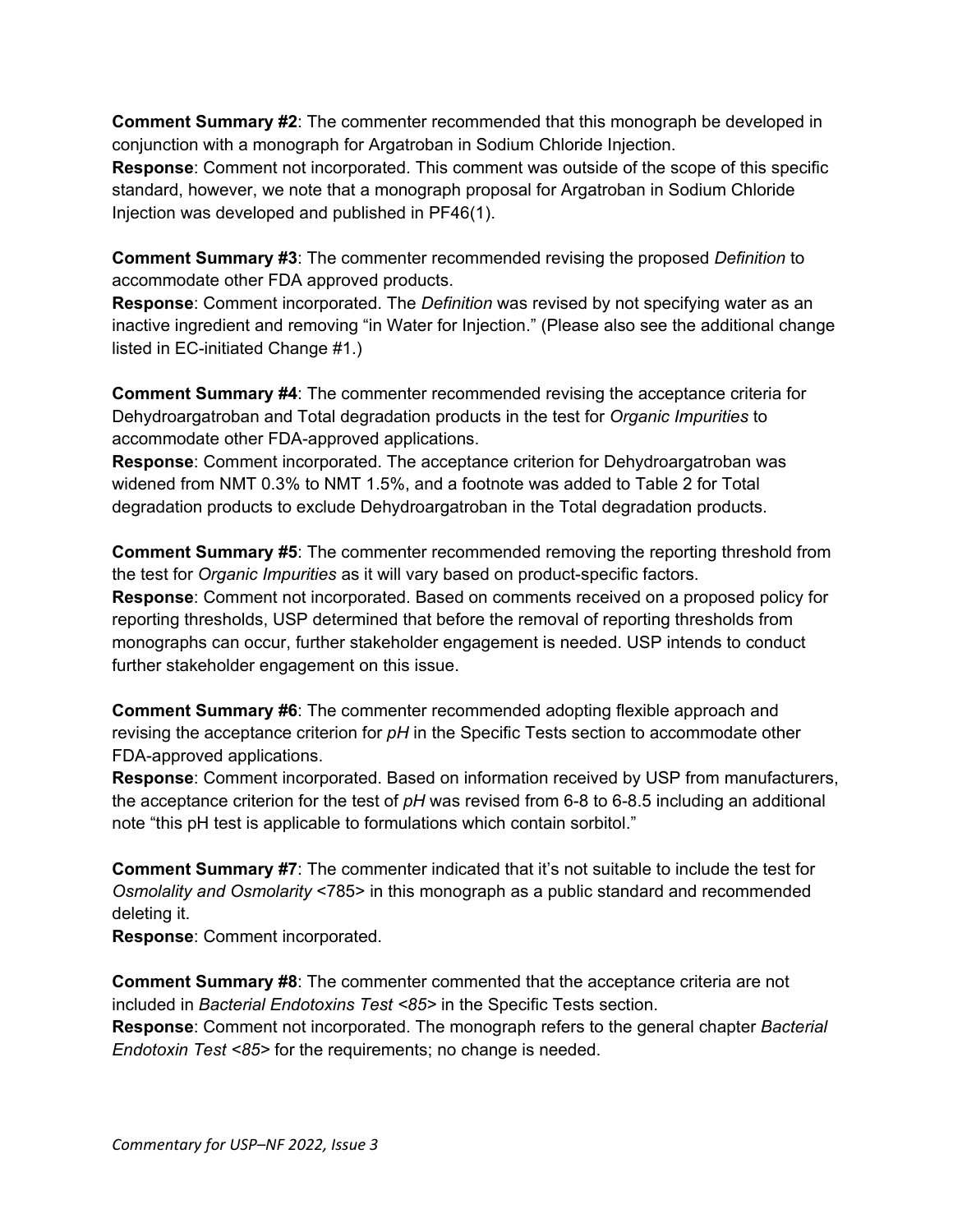**Comment Summary #2**: The commenter recommended that this monograph be developed in conjunction with a monograph for Argatroban in Sodium Chloride Injection.
**Response**: Comment not incorporated. This comment was outside of the scope of this specific standard, however, we note that a monograph proposal for Argatroban in Sodium Chloride Injection was developed and published in PF46(1).

**Comment Summary #3**: The commenter recommended revising the proposed *Definition* to accommodate other FDA approved products.
**Response**: Comment incorporated. The *Definition* was revised by not specifying water as an inactive ingredient and removing "in Water for Injection." (Please also see the additional change listed in EC-initiated Change #1.)

**Comment Summary #4**: The commenter recommended revising the acceptance criteria for Dehydroargatroban and Total degradation products in the test for *Organic Impurities* to accommodate other FDA-approved applications.
**Response**: Comment incorporated. The acceptance criterion for Dehydroargatroban was widened from NMT 0.3% to NMT 1.5%, and a footnote was added to Table 2 for Total degradation products to exclude Dehydroargatroban in the Total degradation products.

**Comment Summary #5**: The commenter recommended removing the reporting threshold from the test for *Organic Impurities* as it will vary based on product-specific factors.
**Response**: Comment not incorporated. Based on comments received on a proposed policy for reporting thresholds, USP determined that before the removal of reporting thresholds from monographs can occur, further stakeholder engagement is needed. USP intends to conduct further stakeholder engagement on this issue.

**Comment Summary #6**: The commenter recommended adopting flexible approach and revising the acceptance criterion for *pH* in the Specific Tests section to accommodate other FDA-approved applications.
**Response**: Comment incorporated. Based on information received by USP from manufacturers, the acceptance criterion for the test of *pH* was revised from 6-8 to 6-8.5 including an additional note "this pH test is applicable to formulations which contain sorbitol."

**Comment Summary #7**: The commenter indicated that it's not suitable to include the test for *Osmolality and Osmolarity* <785> in this monograph as a public standard and recommended deleting it.
**Response**: Comment incorporated.

**Comment Summary #8**: The commenter commented that the acceptance criteria are not included in *Bacterial Endotoxins Test <85>* in the Specific Tests section.
**Response**: Comment not incorporated. The monograph refers to the general chapter *Bacterial Endotoxin Test <85>* for the requirements; no change is needed.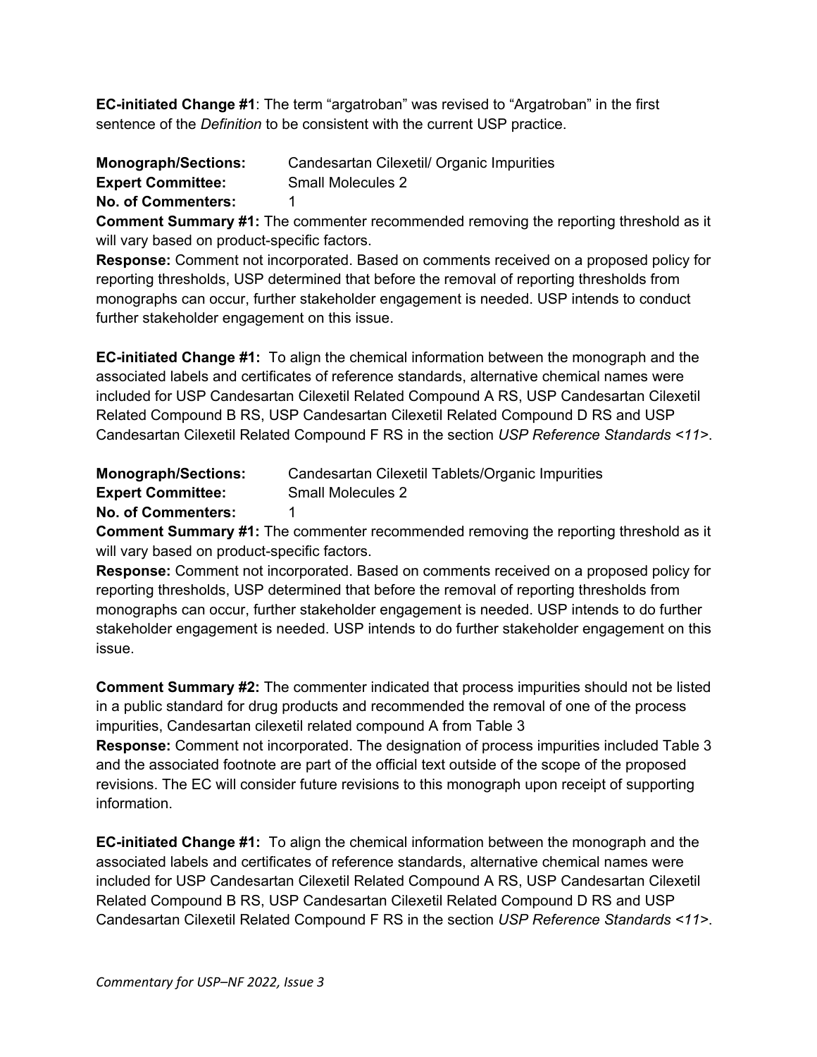**EC-initiated Change #1**: The term “argatroban” was revised to “Argatroban” in the first sentence of the *Definition* to be consistent with the current USP practice.

**Monograph/Sections:** Candesartan Cilexetil/ Organic Impurities
**Expert Committee:** Small Molecules 2
**No. of Commenters:** 1

**Comment Summary #1:** The commenter recommended removing the reporting threshold as it will vary based on product-specific factors.

**Response:** Comment not incorporated. Based on comments received on a proposed policy for reporting thresholds, USP determined that before the removal of reporting thresholds from monographs can occur, further stakeholder engagement is needed. USP intends to conduct further stakeholder engagement on this issue.

**EC-initiated Change #1:** To align the chemical information between the monograph and the associated labels and certificates of reference standards, alternative chemical names were included for USP Candesartan Cilexetil Related Compound A RS, USP Candesartan Cilexetil Related Compound B RS, USP Candesartan Cilexetil Related Compound D RS and USP Candesartan Cilexetil Related Compound F RS in the section *USP Reference Standards <11>*.

**Monograph/Sections:** Candesartan Cilexetil Tablets/Organic Impurities
**Expert Committee:** Small Molecules 2
**No. of Commenters:** 1

**Comment Summary #1:** The commenter recommended removing the reporting threshold as it will vary based on product-specific factors.

**Response:** Comment not incorporated. Based on comments received on a proposed policy for reporting thresholds, USP determined that before the removal of reporting thresholds from monographs can occur, further stakeholder engagement is needed. USP intends to do further stakeholder engagement is needed. USP intends to do further stakeholder engagement on this issue.

**Comment Summary #2:** The commenter indicated that process impurities should not be listed in a public standard for drug products and recommended the removal of one of the process impurities, Candesartan cilexetil related compound A from Table 3

**Response:** Comment not incorporated. The designation of process impurities included Table 3 and the associated footnote are part of the official text outside of the scope of the proposed revisions. The EC will consider future revisions to this monograph upon receipt of supporting information.

**EC-initiated Change #1:** To align the chemical information between the monograph and the associated labels and certificates of reference standards, alternative chemical names were included for USP Candesartan Cilexetil Related Compound A RS, USP Candesartan Cilexetil Related Compound B RS, USP Candesartan Cilexetil Related Compound D RS and USP Candesartan Cilexetil Related Compound F RS in the section *USP Reference Standards <11>*.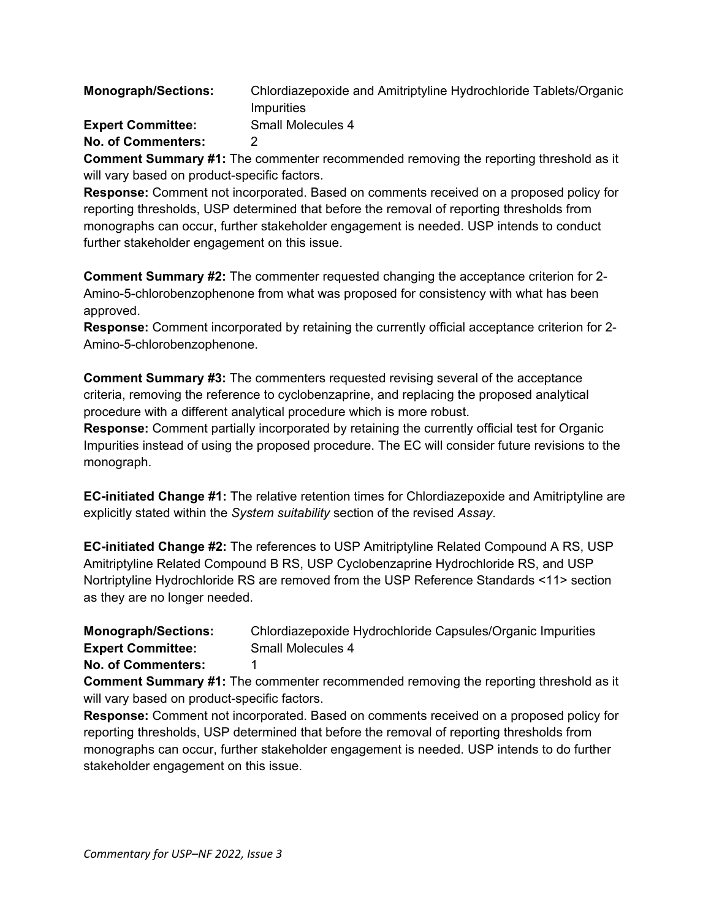**Monograph/Sections:** Chlordiazepoxide and Amitriptyline Hydrochloride Tablets/Organic Impurities
**Expert Committee:** Small Molecules 4
**No. of Commenters:** 2

**Comment Summary #1:** The commenter recommended removing the reporting threshold as it will vary based on product-specific factors.
**Response:** Comment not incorporated. Based on comments received on a proposed policy for reporting thresholds, USP determined that before the removal of reporting thresholds from monographs can occur, further stakeholder engagement is needed. USP intends to conduct further stakeholder engagement on this issue.

**Comment Summary #2:** The commenter requested changing the acceptance criterion for 2-Amino-5-chlorobenzophenone from what was proposed for consistency with what has been approved.
**Response:** Comment incorporated by retaining the currently official acceptance criterion for 2-Amino-5-chlorobenzophenone.

**Comment Summary #3:** The commenters requested revising several of the acceptance criteria, removing the reference to cyclobenzaprine, and replacing the proposed analytical procedure with a different analytical procedure which is more robust.
**Response:** Comment partially incorporated by retaining the currently official test for Organic Impurities instead of using the proposed procedure. The EC will consider future revisions to the monograph.

**EC-initiated Change #1:** The relative retention times for Chlordiazepoxide and Amitriptyline are explicitly stated within the *System suitability* section of the revised *Assay*.

**EC-initiated Change #2:** The references to USP Amitriptyline Related Compound A RS, USP Amitriptyline Related Compound B RS, USP Cyclobenzaprine Hydrochloride RS, and USP Nortriptyline Hydrochloride RS are removed from the USP Reference Standards <11> section as they are no longer needed.

**Monograph/Sections:** Chlordiazepoxide Hydrochloride Capsules/Organic Impurities
**Expert Committee:** Small Molecules 4
**No. of Commenters:** 1

**Comment Summary #1:** The commenter recommended removing the reporting threshold as it will vary based on product-specific factors.
**Response:** Comment not incorporated. Based on comments received on a proposed policy for reporting thresholds, USP determined that before the removal of reporting thresholds from monographs can occur, further stakeholder engagement is needed. USP intends to do further stakeholder engagement on this issue.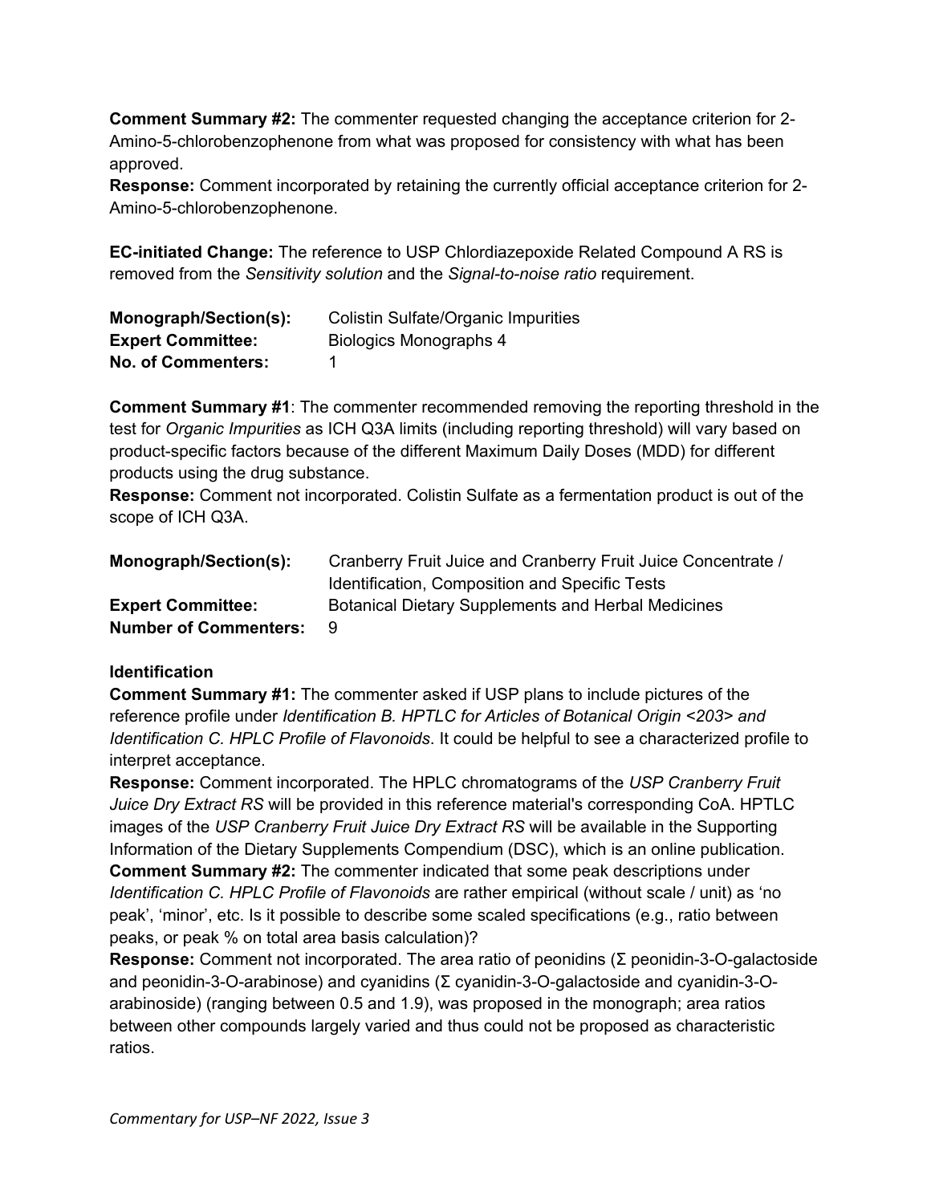**Comment Summary #2:** The commenter requested changing the acceptance criterion for 2-Amino-5-chlorobenzophenone from what was proposed for consistency with what has been approved.

**Response:** Comment incorporated by retaining the currently official acceptance criterion for 2-Amino-5-chlorobenzophenone.

**EC-initiated Change:** The reference to USP Chlordiazepoxide Related Compound A RS is removed from the *Sensitivity solution* and the *Signal-to-noise ratio* requirement.

**Monograph/Section(s):** Colistin Sulfate/Organic Impurities
**Expert Committee:** Biologics Monographs 4
**No. of Commenters:** 1

**Comment Summary #1**: The commenter recommended removing the reporting threshold in the test for *Organic Impurities* as ICH Q3A limits (including reporting threshold) will vary based on product-specific factors because of the different Maximum Daily Doses (MDD) for different products using the drug substance.

**Response:** Comment not incorporated. Colistin Sulfate as a fermentation product is out of the scope of ICH Q3A.

**Monograph/Section(s):** Cranberry Fruit Juice and Cranberry Fruit Juice Concentrate / Identification, Composition and Specific Tests
**Expert Committee:** Botanical Dietary Supplements and Herbal Medicines
**Number of Commenters:** 9

**Identification**

**Comment Summary #1:** The commenter asked if USP plans to include pictures of the reference profile under *Identification B. HPTLC for Articles of Botanical Origin <203> and Identification C. HPLC Profile of Flavonoids*. It could be helpful to see a characterized profile to interpret acceptance.

**Response:** Comment incorporated. The HPLC chromatograms of the *USP Cranberry Fruit Juice Dry Extract RS* will be provided in this reference material's corresponding CoA. HPTLC images of the *USP Cranberry Fruit Juice Dry Extract RS* will be available in the Supporting Information of the Dietary Supplements Compendium (DSC), which is an online publication.

**Comment Summary #2:** The commenter indicated that some peak descriptions under *Identification C. HPLC Profile of Flavonoids* are rather empirical (without scale / unit) as 'no peak', 'minor', etc. Is it possible to describe some scaled specifications (e.g., ratio between peaks, or peak % on total area basis calculation)?

**Response:** Comment not incorporated. The area ratio of peonidins ($\Sigma$ peonidin-3-O-galactoside and peonidin-3-O-arabinose) and cyanidins ($\Sigma$ cyanidin-3-O-galactoside and cyanidin-3-O-arabinoside) (ranging between 0.5 and 1.9), was proposed in the monograph; area ratios between other compounds largely varied and thus could not be proposed as characteristic ratios.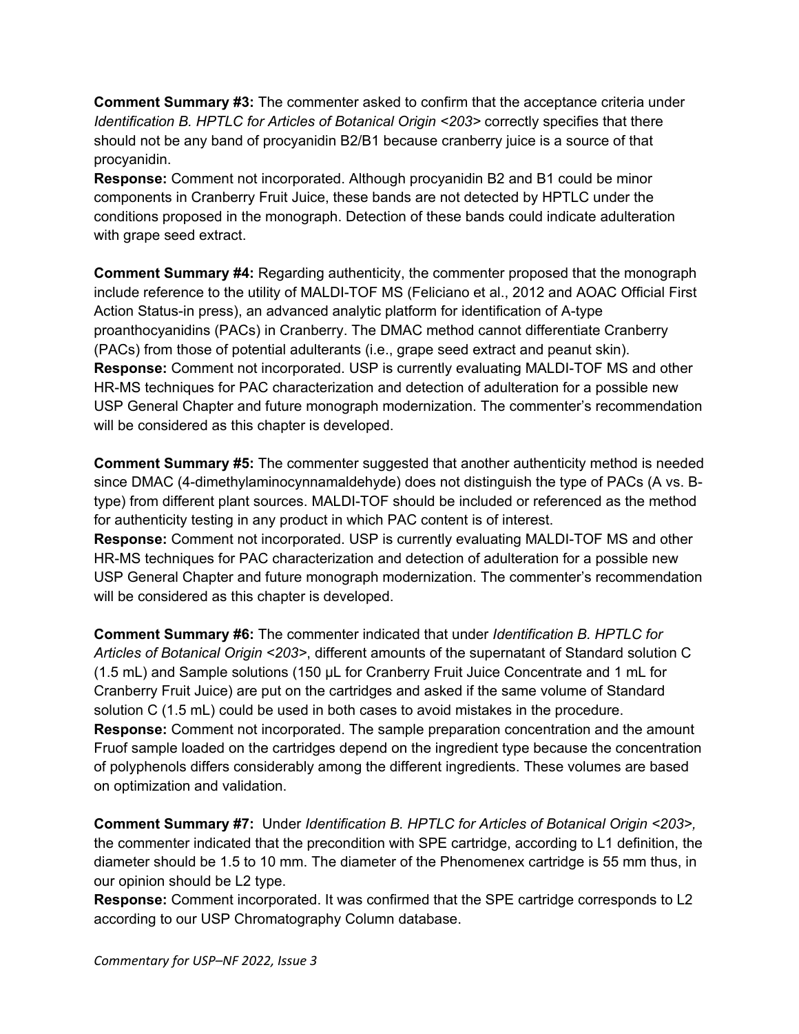**Comment Summary #3:** The commenter asked to confirm that the acceptance criteria under *Identification B. HPTLC for Articles of Botanical Origin <203>* correctly specifies that there should not be any band of procyanidin B2/B1 because cranberry juice is a source of that procyanidin.

**Response:** Comment not incorporated. Although procyanidin B2 and B1 could be minor components in Cranberry Fruit Juice, these bands are not detected by HPTLC under the conditions proposed in the monograph. Detection of these bands could indicate adulteration with grape seed extract.

**Comment Summary #4:** Regarding authenticity, the commenter proposed that the monograph include reference to the utility of MALDI-TOF MS (Feliciano et al., 2012 and AOAC Official First Action Status-in press), an advanced analytic platform for identification of A-type proanthocyanidins (PACs) in Cranberry. The DMAC method cannot differentiate Cranberry (PACs) from those of potential adulterants (i.e., grape seed extract and peanut skin).

**Response:** Comment not incorporated. USP is currently evaluating MALDI-TOF MS and other HR-MS techniques for PAC characterization and detection of adulteration for a possible new USP General Chapter and future monograph modernization. The commenter's recommendation will be considered as this chapter is developed.

**Comment Summary #5:** The commenter suggested that another authenticity method is needed since DMAC (4-dimethylaminocynnamaldehyde) does not distinguish the type of PACs (A vs. B-type) from different plant sources. MALDI-TOF should be included or referenced as the method for authenticity testing in any product in which PAC content is of interest.

**Response:** Comment not incorporated. USP is currently evaluating MALDI-TOF MS and other HR-MS techniques for PAC characterization and detection of adulteration for a possible new USP General Chapter and future monograph modernization. The commenter's recommendation will be considered as this chapter is developed.

**Comment Summary #6:** The commenter indicated that under *Identification B. HPTLC for Articles of Botanical Origin <203>*, different amounts of the supernatant of Standard solution C (1.5 mL) and Sample solutions (150 µL for Cranberry Fruit Juice Concentrate and 1 mL for Cranberry Fruit Juice) are put on the cartridges and asked if the same volume of Standard solution C (1.5 mL) could be used in both cases to avoid mistakes in the procedure.

**Response:** Comment not incorporated. The sample preparation concentration and the amount Fruof sample loaded on the cartridges depend on the ingredient type because the concentration of polyphenols differs considerably among the different ingredients. These volumes are based on optimization and validation.

**Comment Summary #7:** Under *Identification B. HPTLC for Articles of Botanical Origin <203>,* the commenter indicated that the precondition with SPE cartridge, according to L1 definition, the diameter should be 1.5 to 10 mm. The diameter of the Phenomenex cartridge is 55 mm thus, in our opinion should be L2 type.

**Response:** Comment incorporated. It was confirmed that the SPE cartridge corresponds to L2 according to our USP Chromatography Column database.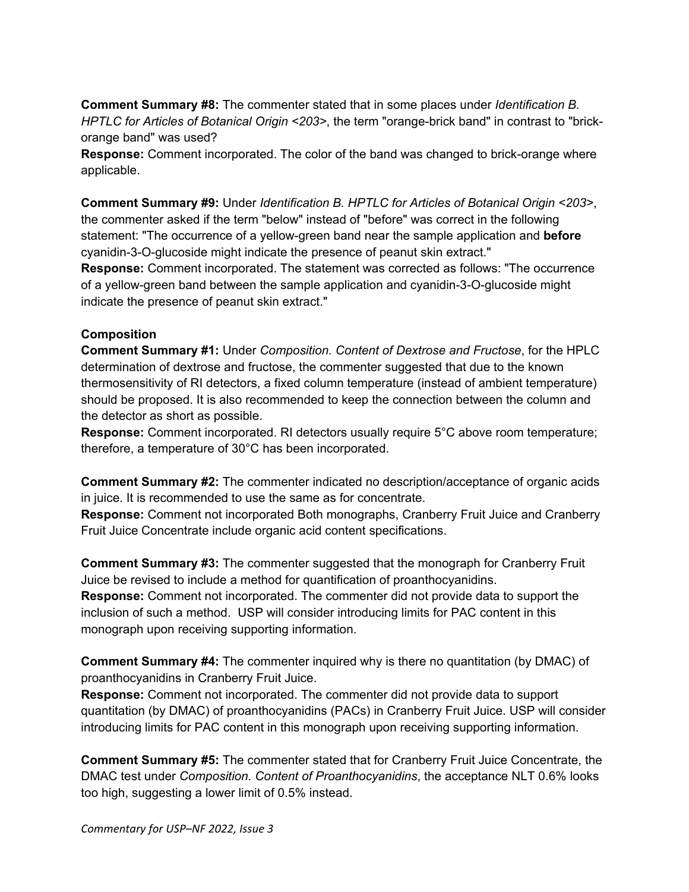**Comment Summary #8:** The commenter stated that in some places under *Identification B. HPTLC for Articles of Botanical Origin <203>*, the term "orange-brick band" in contrast to "brick-orange band" was used?

**Response:** Comment incorporated. The color of the band was changed to brick-orange where applicable.

**Comment Summary #9:** Under *Identification B. HPTLC for Articles of Botanical Origin <203>*, the commenter asked if the term "below" instead of "before" was correct in the following statement: "The occurrence of a yellow-green band near the sample application and **before** cyanidin-3-O-glucoside might indicate the presence of peanut skin extract."

**Response:** Comment incorporated. The statement was corrected as follows: "The occurrence of a yellow-green band between the sample application and cyanidin-3-O-glucoside might indicate the presence of peanut skin extract."

**Composition**

**Comment Summary #1:** Under *Composition. Content of Dextrose and Fructose*, for the HPLC determination of dextrose and fructose, the commenter suggested that due to the known thermosensitivity of RI detectors, a fixed column temperature (instead of ambient temperature) should be proposed. It is also recommended to keep the connection between the column and the detector as short as possible.

**Response:** Comment incorporated. RI detectors usually require 5°C above room temperature; therefore, a temperature of 30°C has been incorporated.

**Comment Summary #2:** The commenter indicated no description/acceptance of organic acids in juice. It is recommended to use the same as for concentrate.

**Response:** Comment not incorporated Both monographs, Cranberry Fruit Juice and Cranberry Fruit Juice Concentrate include organic acid content specifications.

**Comment Summary #3:** The commenter suggested that the monograph for Cranberry Fruit Juice be revised to include a method for quantification of proanthocyanidins.

**Response:** Comment not incorporated. The commenter did not provide data to support the inclusion of such a method. USP will consider introducing limits for PAC content in this monograph upon receiving supporting information.

**Comment Summary #4:** The commenter inquired why is there no quantitation (by DMAC) of proanthocyanidins in Cranberry Fruit Juice.

**Response:** Comment not incorporated. The commenter did not provide data to support quantitation (by DMAC) of proanthocyanidins (PACs) in Cranberry Fruit Juice. USP will consider introducing limits for PAC content in this monograph upon receiving supporting information.

**Comment Summary #5:** The commenter stated that for Cranberry Fruit Juice Concentrate, the DMAC test under *Composition. Content of Proanthocyanidins*, the acceptance NLT 0.6% looks too high, suggesting a lower limit of 0.5% instead.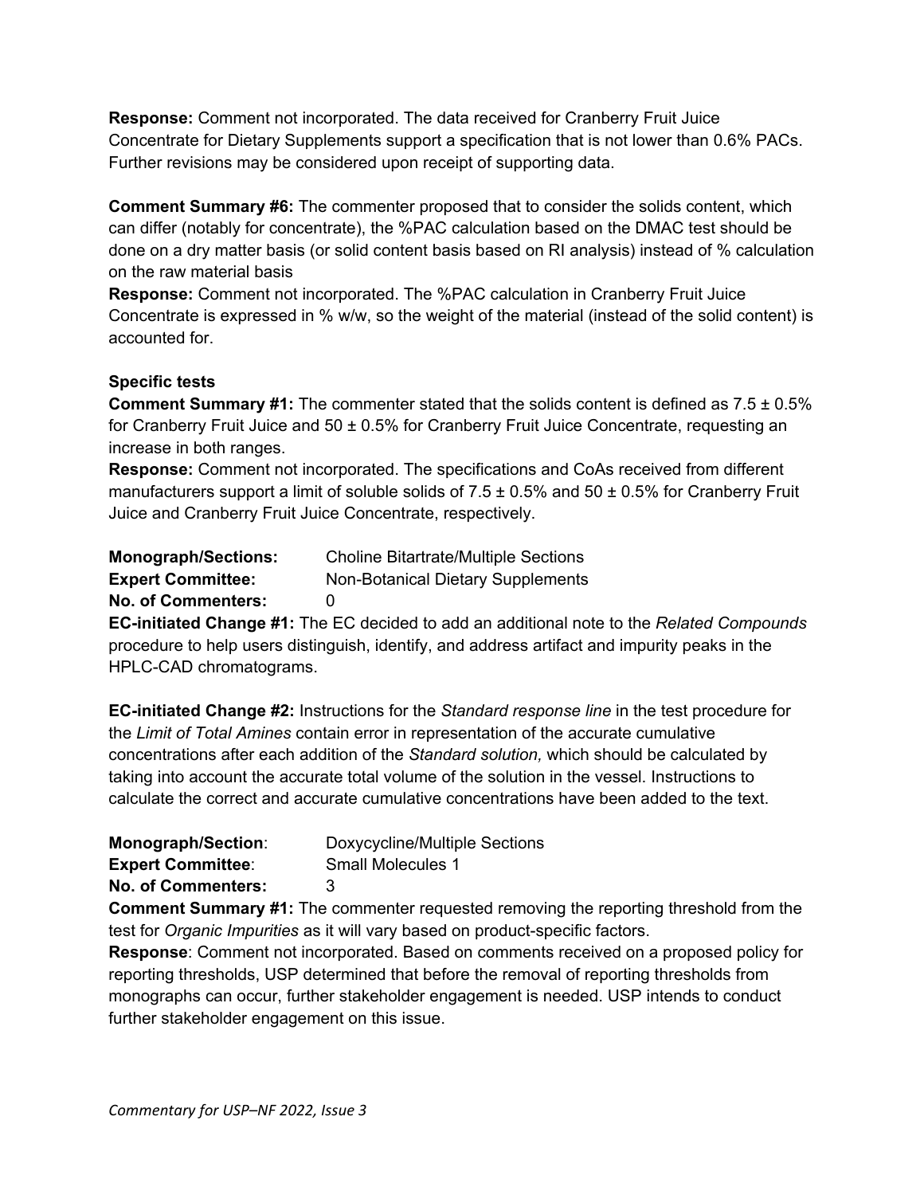**Response:** Comment not incorporated. The data received for Cranberry Fruit Juice Concentrate for Dietary Supplements support a specification that is not lower than 0.6% PACs. Further revisions may be considered upon receipt of supporting data.

**Comment Summary #6:** The commenter proposed that to consider the solids content, which can differ (notably for concentrate), the %PAC calculation based on the DMAC test should be done on a dry matter basis (or solid content basis based on RI analysis) instead of % calculation on the raw material basis

**Response:** Comment not incorporated. The %PAC calculation in Cranberry Fruit Juice Concentrate is expressed in % w/w, so the weight of the material (instead of the solid content) is accounted for.

**Specific tests**

**Comment Summary #1:** The commenter stated that the solids content is defined as 7.5 ± 0.5% for Cranberry Fruit Juice and 50 ± 0.5% for Cranberry Fruit Juice Concentrate, requesting an increase in both ranges.

**Response:** Comment not incorporated. The specifications and CoAs received from different manufacturers support a limit of soluble solids of 7.5 ± 0.5% and 50 ± 0.5% for Cranberry Fruit Juice and Cranberry Fruit Juice Concentrate, respectively.

**Monograph/Sections:** Choline Bitartrate/Multiple Sections
**Expert Committee:** Non-Botanical Dietary Supplements
**No. of Commenters:** 0

**EC-initiated Change #1:** The EC decided to add an additional note to the *Related Compounds* procedure to help users distinguish, identify, and address artifact and impurity peaks in the HPLC-CAD chromatograms.

**EC-initiated Change #2:** Instructions for the *Standard response line* in the test procedure for the *Limit of Total Amines* contain error in representation of the accurate cumulative concentrations after each addition of the *Standard solution,* which should be calculated by taking into account the accurate total volume of the solution in the vessel. Instructions to calculate the correct and accurate cumulative concentrations have been added to the text.

**Monograph/Section**: Doxycycline/Multiple Sections
**Expert Committee**: Small Molecules 1
**No. of Commenters:** 3

**Comment Summary #1:** The commenter requested removing the reporting threshold from the test for *Organic Impurities* as it will vary based on product-specific factors.

**Response**: Comment not incorporated. Based on comments received on a proposed policy for reporting thresholds, USP determined that before the removal of reporting thresholds from monographs can occur, further stakeholder engagement is needed. USP intends to conduct further stakeholder engagement on this issue.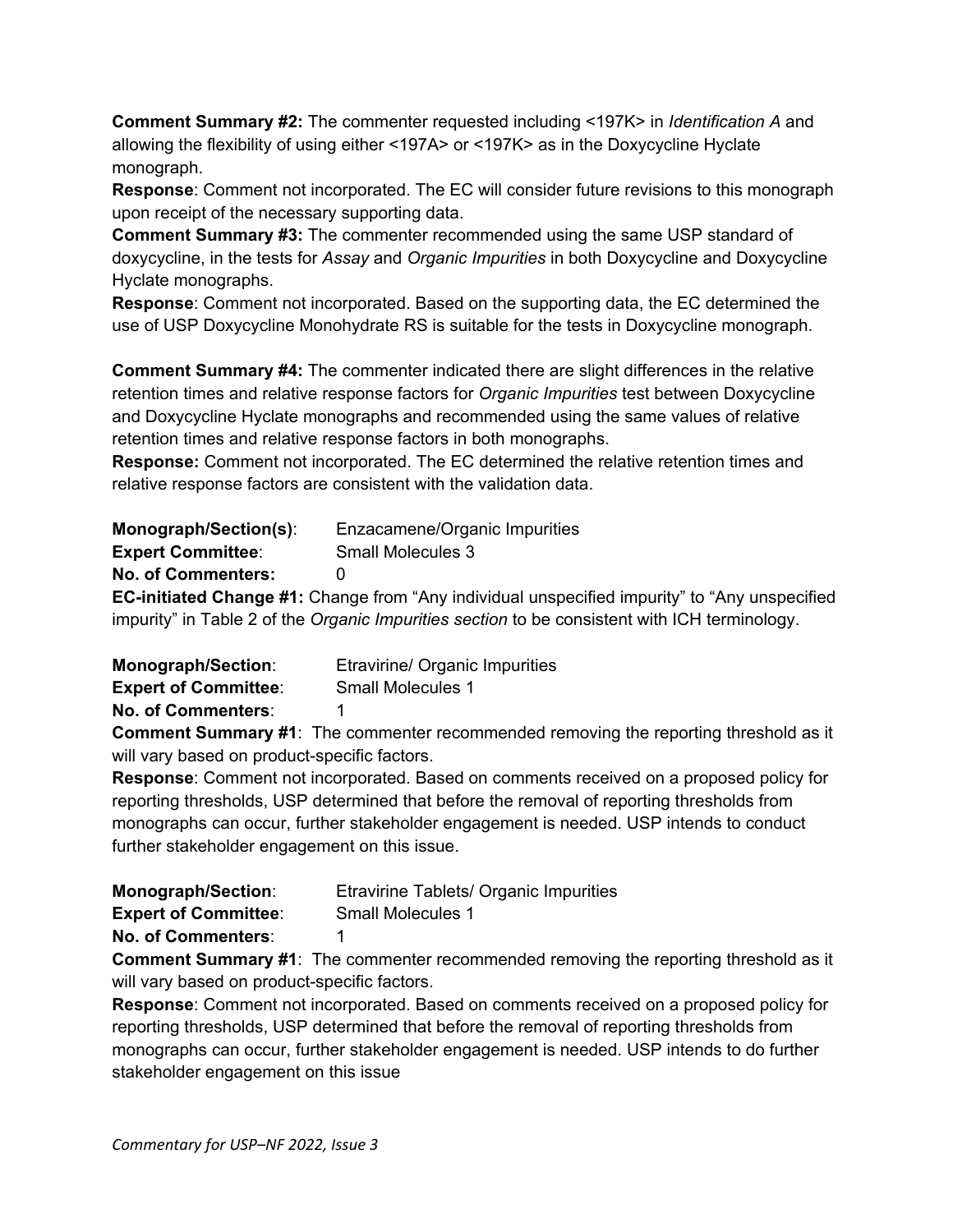**Comment Summary #2:** The commenter requested including <197K> in *Identification A* and allowing the flexibility of using either <197A> or <197K> as in the Doxycycline Hyclate monograph.

**Response**: Comment not incorporated. The EC will consider future revisions to this monograph upon receipt of the necessary supporting data.

**Comment Summary #3:** The commenter recommended using the same USP standard of doxycycline, in the tests for *Assay* and *Organic Impurities* in both Doxycycline and Doxycycline Hyclate monographs.

**Response**: Comment not incorporated. Based on the supporting data, the EC determined the use of USP Doxycycline Monohydrate RS is suitable for the tests in Doxycycline monograph.

**Comment Summary #4:** The commenter indicated there are slight differences in the relative retention times and relative response factors for *Organic Impurities* test between Doxycycline and Doxycycline Hyclate monographs and recommended using the same values of relative retention times and relative response factors in both monographs.

**Response:** Comment not incorporated. The EC determined the relative retention times and relative response factors are consistent with the validation data.

**Monograph/Section(s)**: Enzacamene/Organic Impurities
**Expert Committee**: Small Molecules 3
**No. of Commenters:** 0

**EC-initiated Change #1:** Change from "Any individual unspecified impurity" to "Any unspecified impurity" in Table 2 of the *Organic Impurities section* to be consistent with ICH terminology.

**Monograph/Section**: Etravirine/ Organic Impurities
**Expert of Committee**: Small Molecules 1
**No. of Commenters**: 1

**Comment Summary #1**: The commenter recommended removing the reporting threshold as it will vary based on product-specific factors.

**Response**: Comment not incorporated. Based on comments received on a proposed policy for reporting thresholds, USP determined that before the removal of reporting thresholds from monographs can occur, further stakeholder engagement is needed. USP intends to conduct further stakeholder engagement on this issue.

**Monograph/Section**: Etravirine Tablets/ Organic Impurities
**Expert of Committee**: Small Molecules 1
**No. of Commenters**: 1

**Comment Summary #1**: The commenter recommended removing the reporting threshold as it will vary based on product-specific factors.

**Response**: Comment not incorporated. Based on comments received on a proposed policy for reporting thresholds, USP determined that before the removal of reporting thresholds from monographs can occur, further stakeholder engagement is needed. USP intends to do further stakeholder engagement on this issue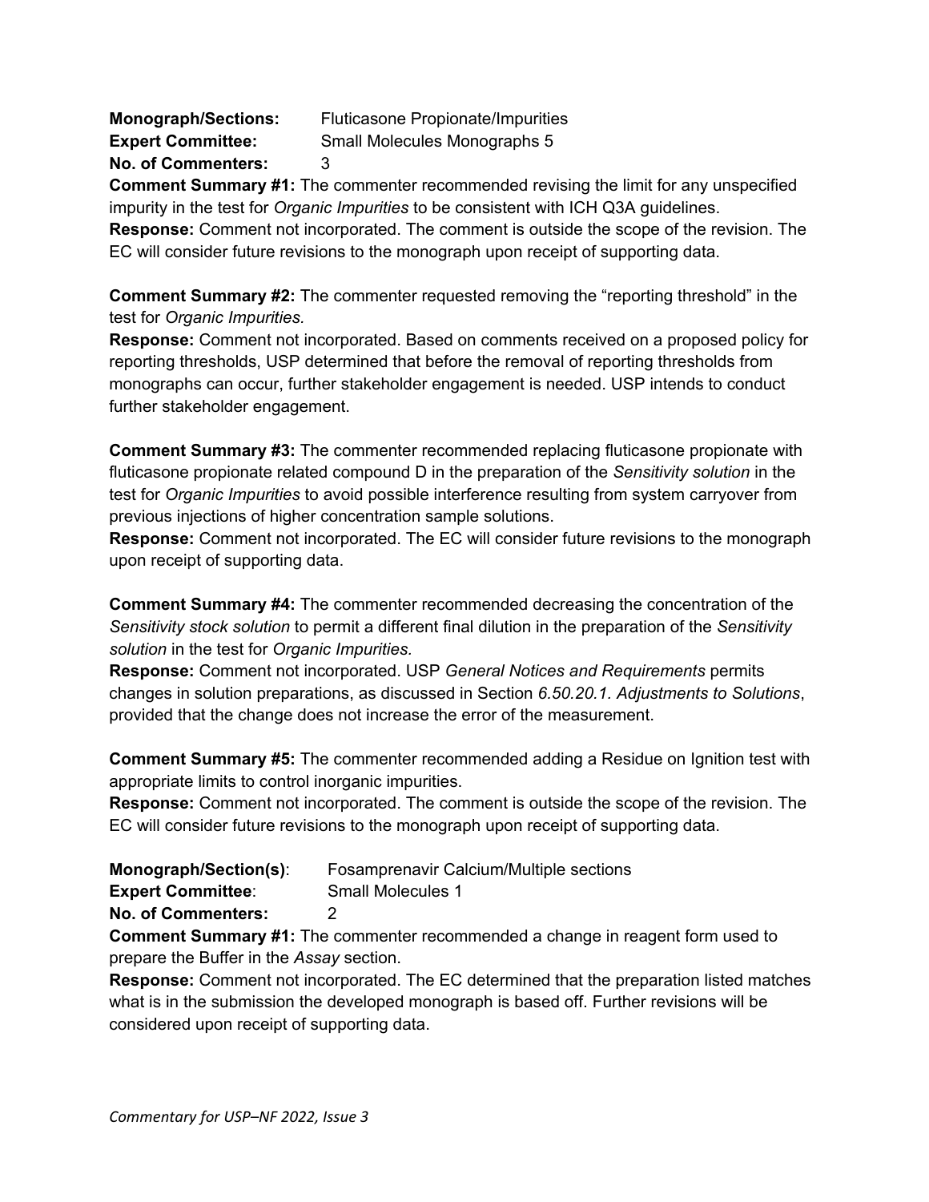**Monograph/Sections:** Fluticasone Propionate/Impurities
**Expert Committee:** Small Molecules Monographs 5
**No. of Commenters:** 3

**Comment Summary #1:** The commenter recommended revising the limit for any unspecified impurity in the test for *Organic Impurities* to be consistent with ICH Q3A guidelines.
**Response:** Comment not incorporated. The comment is outside the scope of the revision. The EC will consider future revisions to the monograph upon receipt of supporting data.

**Comment Summary #2:** The commenter requested removing the "reporting threshold" in the test for *Organic Impurities.*
**Response:** Comment not incorporated. Based on comments received on a proposed policy for reporting thresholds, USP determined that before the removal of reporting thresholds from monographs can occur, further stakeholder engagement is needed. USP intends to conduct further stakeholder engagement.

**Comment Summary #3:** The commenter recommended replacing fluticasone propionate with fluticasone propionate related compound D in the preparation of the *Sensitivity solution* in the test for *Organic Impurities* to avoid possible interference resulting from system carryover from previous injections of higher concentration sample solutions.
**Response:** Comment not incorporated. The EC will consider future revisions to the monograph upon receipt of supporting data.

**Comment Summary #4:** The commenter recommended decreasing the concentration of the *Sensitivity stock solution* to permit a different final dilution in the preparation of the *Sensitivity solution* in the test for *Organic Impurities.*
**Response:** Comment not incorporated. USP *General Notices and Requirements* permits changes in solution preparations, as discussed in Section *6.50.20.1. Adjustments to Solutions*, provided that the change does not increase the error of the measurement.

**Comment Summary #5:** The commenter recommended adding a Residue on Ignition test with appropriate limits to control inorganic impurities.
**Response:** Comment not incorporated. The comment is outside the scope of the revision. The EC will consider future revisions to the monograph upon receipt of supporting data.

**Monograph/Section(s)**: Fosamprenavir Calcium/Multiple sections
**Expert Committee**: Small Molecules 1
**No. of Commenters:** 2

**Comment Summary #1:** The commenter recommended a change in reagent form used to prepare the Buffer in the *Assay* section.
**Response:** Comment not incorporated. The EC determined that the preparation listed matches what is in the submission the developed monograph is based off. Further revisions will be considered upon receipt of supporting data.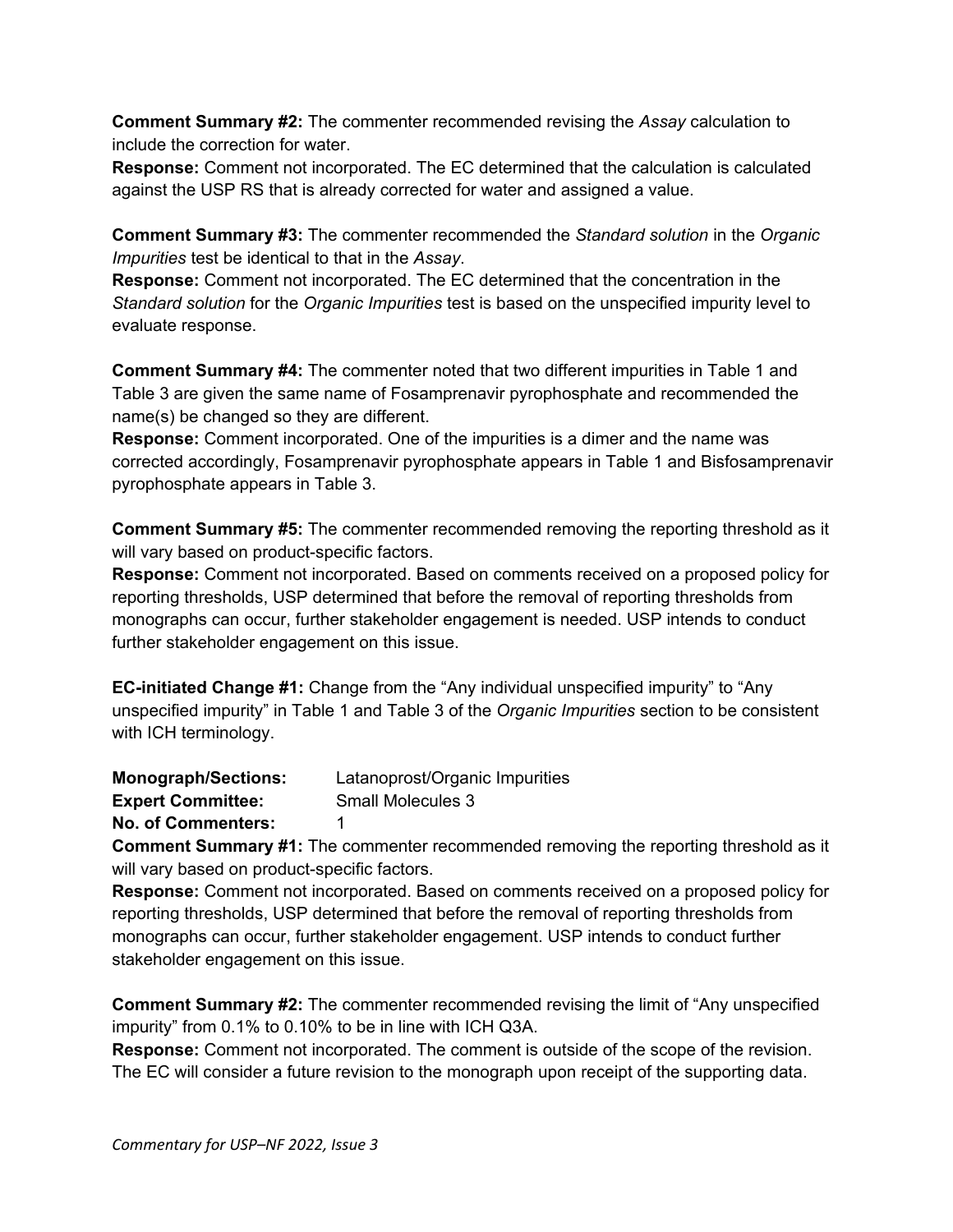**Comment Summary #2:** The commenter recommended revising the *Assay* calculation to include the correction for water.

**Response:** Comment not incorporated. The EC determined that the calculation is calculated against the USP RS that is already corrected for water and assigned a value.

**Comment Summary #3:** The commenter recommended the *Standard solution* in the *Organic Impurities* test be identical to that in the *Assay*.

**Response:** Comment not incorporated. The EC determined that the concentration in the *Standard solution* for the *Organic Impurities* test is based on the unspecified impurity level to evaluate response.

**Comment Summary #4:** The commenter noted that two different impurities in Table 1 and Table 3 are given the same name of Fosamprenavir pyrophosphate and recommended the name(s) be changed so they are different.

**Response:** Comment incorporated. One of the impurities is a dimer and the name was corrected accordingly, Fosamprenavir pyrophosphate appears in Table 1 and Bisfosamprenavir pyrophosphate appears in Table 3.

**Comment Summary #5:** The commenter recommended removing the reporting threshold as it will vary based on product-specific factors.

**Response:** Comment not incorporated. Based on comments received on a proposed policy for reporting thresholds, USP determined that before the removal of reporting thresholds from monographs can occur, further stakeholder engagement is needed. USP intends to conduct further stakeholder engagement on this issue.

**EC-initiated Change #1:** Change from the "Any individual unspecified impurity" to "Any unspecified impurity" in Table 1 and Table 3 of the *Organic Impurities* section to be consistent with ICH terminology.

**Monograph/Sections:** Latanoprost/Organic Impurities
**Expert Committee:** Small Molecules 3
**No. of Commenters:** 1

**Comment Summary #1:** The commenter recommended removing the reporting threshold as it will vary based on product-specific factors.

**Response:** Comment not incorporated. Based on comments received on a proposed policy for reporting thresholds, USP determined that before the removal of reporting thresholds from monographs can occur, further stakeholder engagement. USP intends to conduct further stakeholder engagement on this issue.

**Comment Summary #2:** The commenter recommended revising the limit of "Any unspecified impurity" from 0.1% to 0.10% to be in line with ICH Q3A.

**Response:** Comment not incorporated. The comment is outside of the scope of the revision. The EC will consider a future revision to the monograph upon receipt of the supporting data.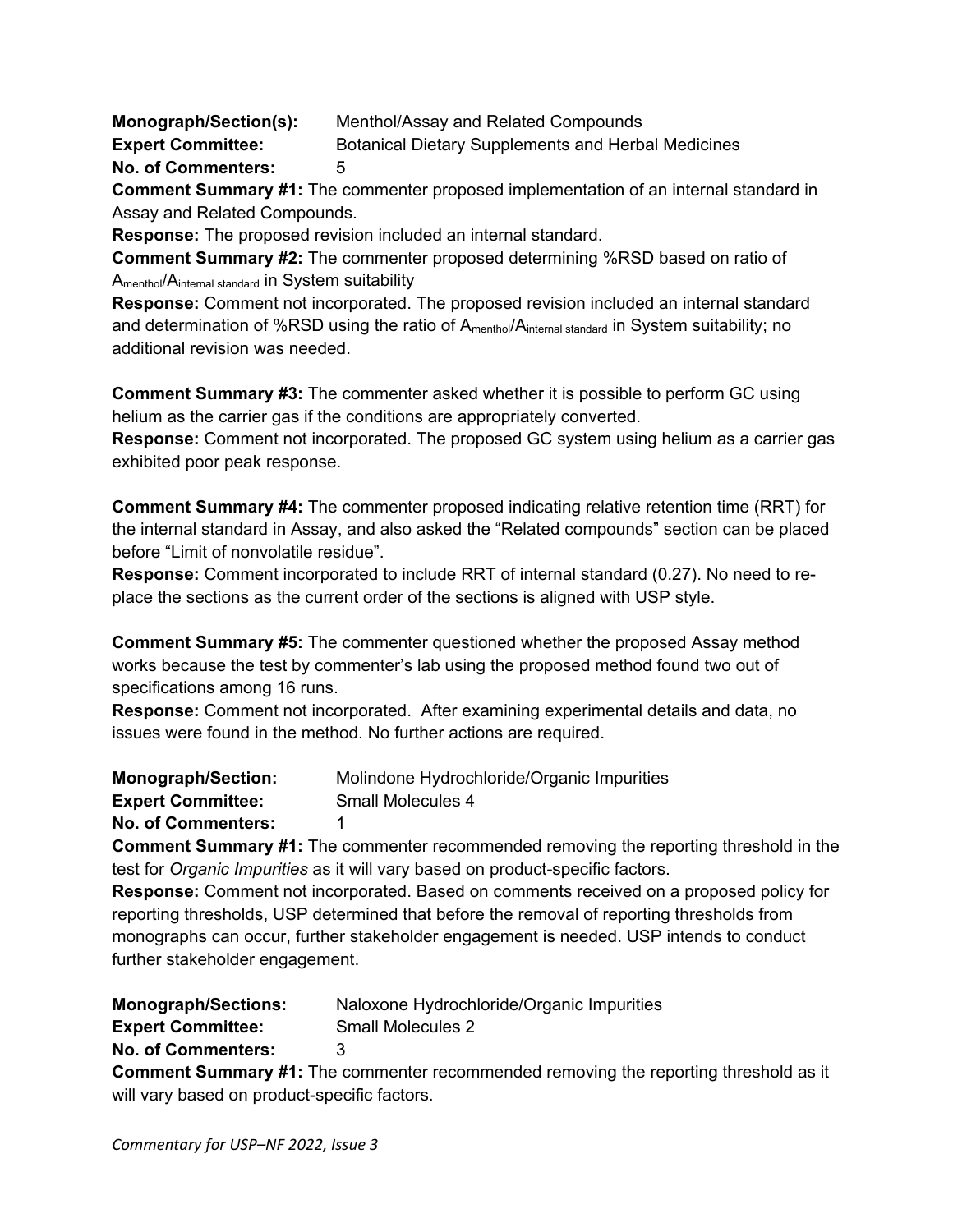**Monograph/Section(s):** Menthol/Assay and Related Compounds
**Expert Committee:** Botanical Dietary Supplements and Herbal Medicines
**No. of Commenters:** 5

**Comment Summary #1:** The commenter proposed implementation of an internal standard in Assay and Related Compounds.

**Response:** The proposed revision included an internal standard.

**Comment Summary #2:** The commenter proposed determining %RSD based on ratio of $A_{menthol}/A_{internal\ standard}$ in System suitability

**Response:** Comment not incorporated. The proposed revision included an internal standard and determination of %RSD using the ratio of $A_{menthol}/A_{internal\ standard}$ in System suitability; no additional revision was needed.

**Comment Summary #3:** The commenter asked whether it is possible to perform GC using helium as the carrier gas if the conditions are appropriately converted.

**Response:** Comment not incorporated. The proposed GC system using helium as a carrier gas exhibited poor peak response.

**Comment Summary #4:** The commenter proposed indicating relative retention time (RRT) for the internal standard in Assay, and also asked the "Related compounds" section can be placed before "Limit of nonvolatile residue".

**Response:** Comment incorporated to include RRT of internal standard (0.27). No need to re-place the sections as the current order of the sections is aligned with USP style.

**Comment Summary #5:** The commenter questioned whether the proposed Assay method works because the test by commenter's lab using the proposed method found two out of specifications among 16 runs.

**Response:** Comment not incorporated. After examining experimental details and data, no issues were found in the method. No further actions are required.

**Monograph/Section:** Molindone Hydrochloride/Organic Impurities
**Expert Committee:** Small Molecules 4
**No. of Commenters:** 1

**Comment Summary #1:** The commenter recommended removing the reporting threshold in the test for *Organic Impurities* as it will vary based on product-specific factors.

**Response:** Comment not incorporated. Based on comments received on a proposed policy for reporting thresholds, USP determined that before the removal of reporting thresholds from monographs can occur, further stakeholder engagement is needed. USP intends to conduct further stakeholder engagement.

**Monograph/Sections:** Naloxone Hydrochloride/Organic Impurities
**Expert Committee:** Small Molecules 2
**No. of Commenters:** 3

**Comment Summary #1:** The commenter recommended removing the reporting threshold as it will vary based on product-specific factors.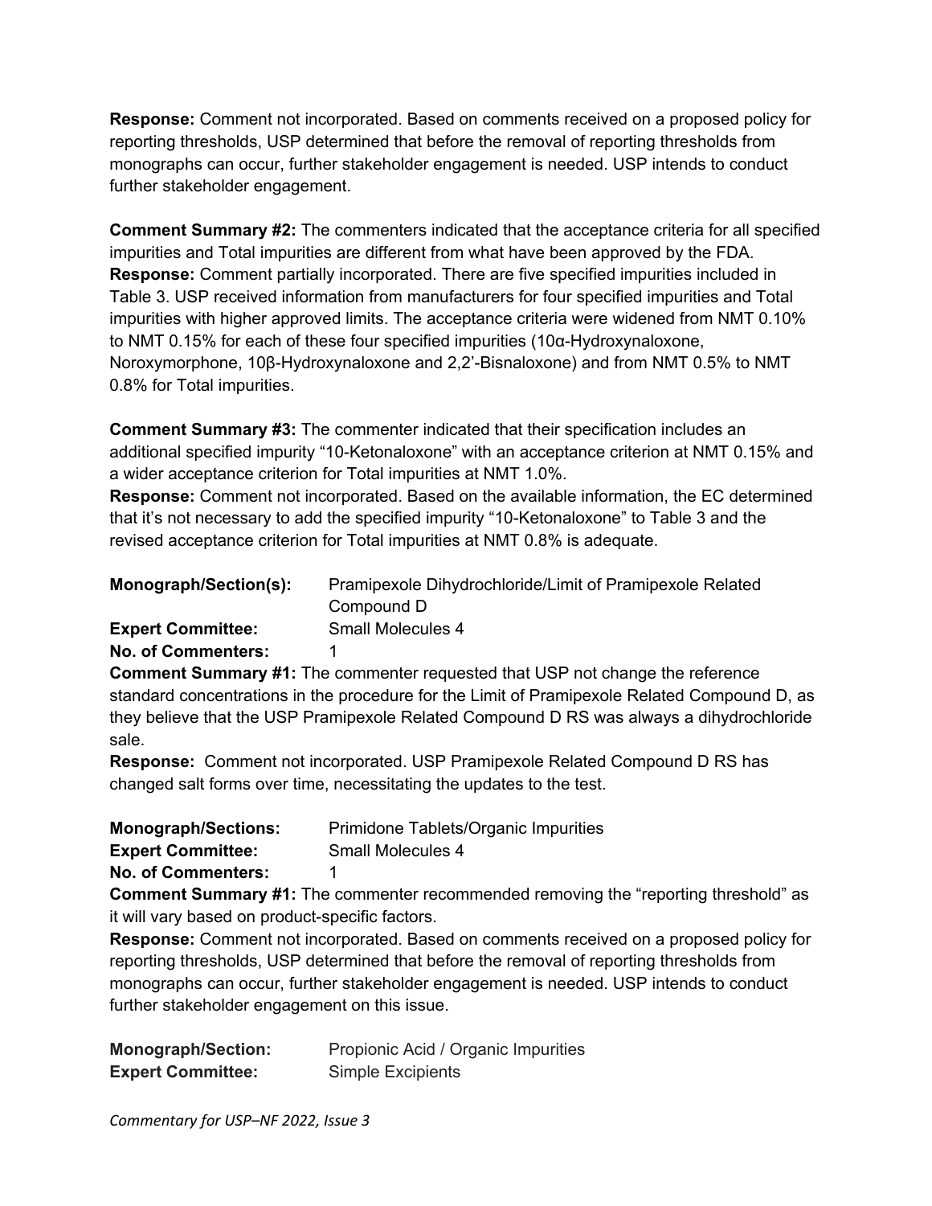**Response:** Comment not incorporated. Based on comments received on a proposed policy for reporting thresholds, USP determined that before the removal of reporting thresholds from monographs can occur, further stakeholder engagement is needed. USP intends to conduct further stakeholder engagement.

**Comment Summary #2:** The commenters indicated that the acceptance criteria for all specified impurities and Total impurities are different from what have been approved by the FDA.
**Response:** Comment partially incorporated. There are five specified impurities included in Table 3. USP received information from manufacturers for four specified impurities and Total impurities with higher approved limits. The acceptance criteria were widened from NMT 0.10% to NMT 0.15% for each of these four specified impurities (10α-Hydroxynaloxone, Noroxymorphone, 10β-Hydroxynaloxone and 2,2'-Bisnaloxone) and from NMT 0.5% to NMT 0.8% for Total impurities.

**Comment Summary #3:** The commenter indicated that their specification includes an additional specified impurity "10-Ketonaloxone" with an acceptance criterion at NMT 0.15% and a wider acceptance criterion for Total impurities at NMT 1.0%.
**Response:** Comment not incorporated. Based on the available information, the EC determined that it's not necessary to add the specified impurity "10-Ketonaloxone" to Table 3 and the revised acceptance criterion for Total impurities at NMT 0.8% is adequate.

**Monograph/Section(s):** Pramipexole Dihydrochloride/Limit of Pramipexole Related Compound D
**Expert Committee:** Small Molecules 4
**No. of Commenters:** 1
**Comment Summary #1:** The commenter requested that USP not change the reference standard concentrations in the procedure for the Limit of Pramipexole Related Compound D, as they believe that the USP Pramipexole Related Compound D RS was always a dihydrochloride sale.
**Response:** Comment not incorporated. USP Pramipexole Related Compound D RS has changed salt forms over time, necessitating the updates to the test.

**Monograph/Sections:** Primidone Tablets/Organic Impurities
**Expert Committee:** Small Molecules 4
**No. of Commenters:** 1
**Comment Summary #1:** The commenter recommended removing the "reporting threshold" as it will vary based on product-specific factors.
**Response:** Comment not incorporated. Based on comments received on a proposed policy for reporting thresholds, USP determined that before the removal of reporting thresholds from monographs can occur, further stakeholder engagement is needed. USP intends to conduct further stakeholder engagement on this issue.

**Monograph/Section:** Propionic Acid / Organic Impurities
**Expert Committee:** Simple Excipients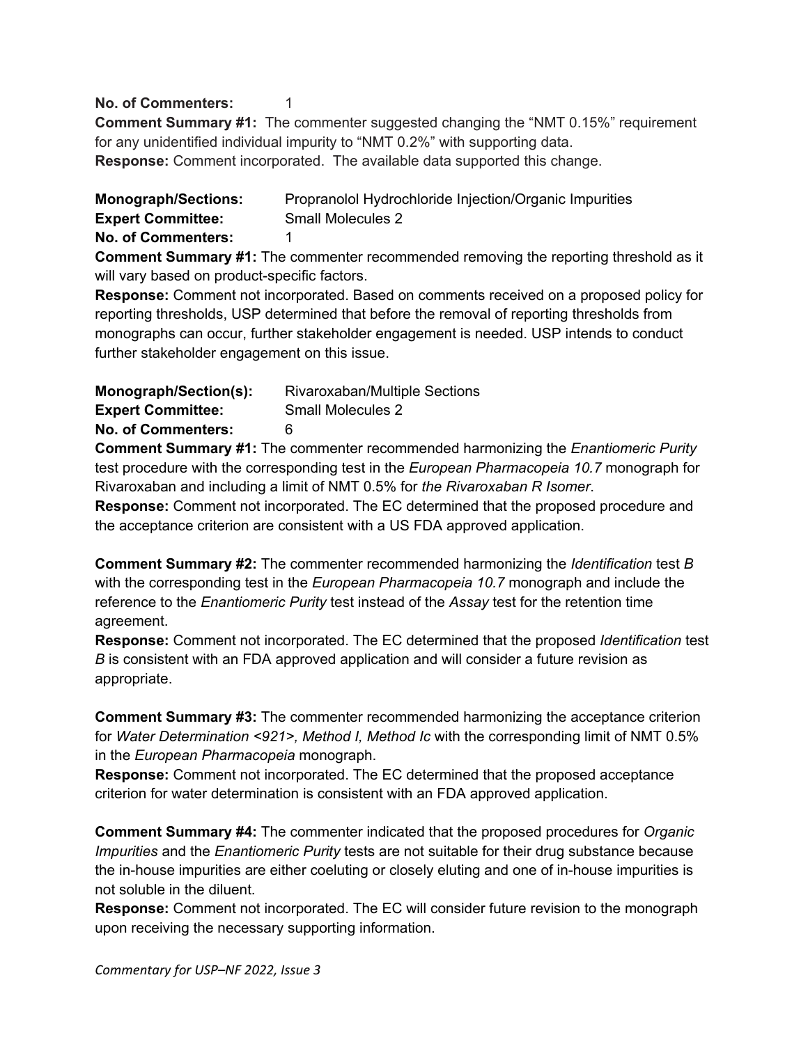**No. of Commenters:** 1

**Comment Summary #1:** The commenter suggested changing the "NMT 0.15%" requirement for any unidentified individual impurity to "NMT 0.2%" with supporting data.

**Response:** Comment incorporated. The available data supported this change.

**Monograph/Sections:** Propranolol Hydrochloride Injection/Organic Impurities
**Expert Committee:** Small Molecules 2
**No. of Commenters:** 1

**Comment Summary #1:** The commenter recommended removing the reporting threshold as it will vary based on product-specific factors.

**Response:** Comment not incorporated. Based on comments received on a proposed policy for reporting thresholds, USP determined that before the removal of reporting thresholds from monographs can occur, further stakeholder engagement is needed. USP intends to conduct further stakeholder engagement on this issue.

**Monograph/Section(s):** Rivaroxaban/Multiple Sections
**Expert Committee:** Small Molecules 2
**No. of Commenters:** 6

**Comment Summary #1:** The commenter recommended harmonizing the *Enantiomeric Purity* test procedure with the corresponding test in the *European Pharmacopeia 10.7* monograph for Rivaroxaban and including a limit of NMT 0.5% for *the Rivaroxaban R Isomer*.

**Response:** Comment not incorporated. The EC determined that the proposed procedure and the acceptance criterion are consistent with a US FDA approved application.

**Comment Summary #2:** The commenter recommended harmonizing the *Identification* test *B* with the corresponding test in the *European Pharmacopeia 10.7* monograph and include the reference to the *Enantiomeric Purity* test instead of the *Assay* test for the retention time agreement.

**Response:** Comment not incorporated. The EC determined that the proposed *Identification* test *B* is consistent with an FDA approved application and will consider a future revision as appropriate.

**Comment Summary #3:** The commenter recommended harmonizing the acceptance criterion for *Water Determination <921>, Method I, Method Ic* with the corresponding limit of NMT 0.5% in the *European Pharmacopeia* monograph.

**Response:** Comment not incorporated. The EC determined that the proposed acceptance criterion for water determination is consistent with an FDA approved application.

**Comment Summary #4:** The commenter indicated that the proposed procedures for *Organic Impurities* and the *Enantiomeric Purity* tests are not suitable for their drug substance because the in-house impurities are either coeluting or closely eluting and one of in-house impurities is not soluble in the diluent.

**Response:** Comment not incorporated. The EC will consider future revision to the monograph upon receiving the necessary supporting information.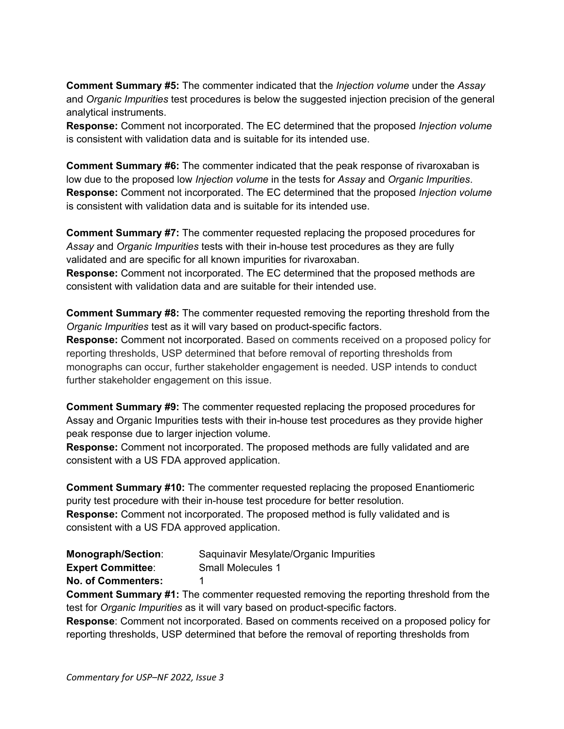**Comment Summary #5:** The commenter indicated that the *Injection volume* under the *Assay* and *Organic Impurities* test procedures is below the suggested injection precision of the general analytical instruments.
**Response:** Comment not incorporated. The EC determined that the proposed *Injection volume* is consistent with validation data and is suitable for its intended use.

**Comment Summary #6:** The commenter indicated that the peak response of rivaroxaban is low due to the proposed low *Injection volume* in the tests for *Assay* and *Organic Impurities*.
**Response:** Comment not incorporated. The EC determined that the proposed *Injection volume* is consistent with validation data and is suitable for its intended use.

**Comment Summary #7:** The commenter requested replacing the proposed procedures for *Assay* and *Organic Impurities* tests with their in-house test procedures as they are fully validated and are specific for all known impurities for rivaroxaban.
**Response:** Comment not incorporated. The EC determined that the proposed methods are consistent with validation data and are suitable for their intended use.

**Comment Summary #8:** The commenter requested removing the reporting threshold from the *Organic Impurities* test as it will vary based on product-specific factors.
**Response:** Comment not incorporated. Based on comments received on a proposed policy for reporting thresholds, USP determined that before removal of reporting thresholds from monographs can occur, further stakeholder engagement is needed. USP intends to conduct further stakeholder engagement on this issue.

**Comment Summary #9:** The commenter requested replacing the proposed procedures for Assay and Organic Impurities tests with their in-house test procedures as they provide higher peak response due to larger injection volume.
**Response:** Comment not incorporated. The proposed methods are fully validated and are consistent with a US FDA approved application.

**Comment Summary #10:** The commenter requested replacing the proposed Enantiomeric purity test procedure with their in-house test procedure for better resolution.
**Response:** Comment not incorporated. The proposed method is fully validated and is consistent with a US FDA approved application.

**Monograph/Section**: Saquinavir Mesylate/Organic Impurities
**Expert Committee**: Small Molecules 1
**No. of Commenters:** 1

**Comment Summary #1:** The commenter requested removing the reporting threshold from the test for *Organic Impurities* as it will vary based on product-specific factors.
**Response**: Comment not incorporated. Based on comments received on a proposed policy for reporting thresholds, USP determined that before the removal of reporting thresholds from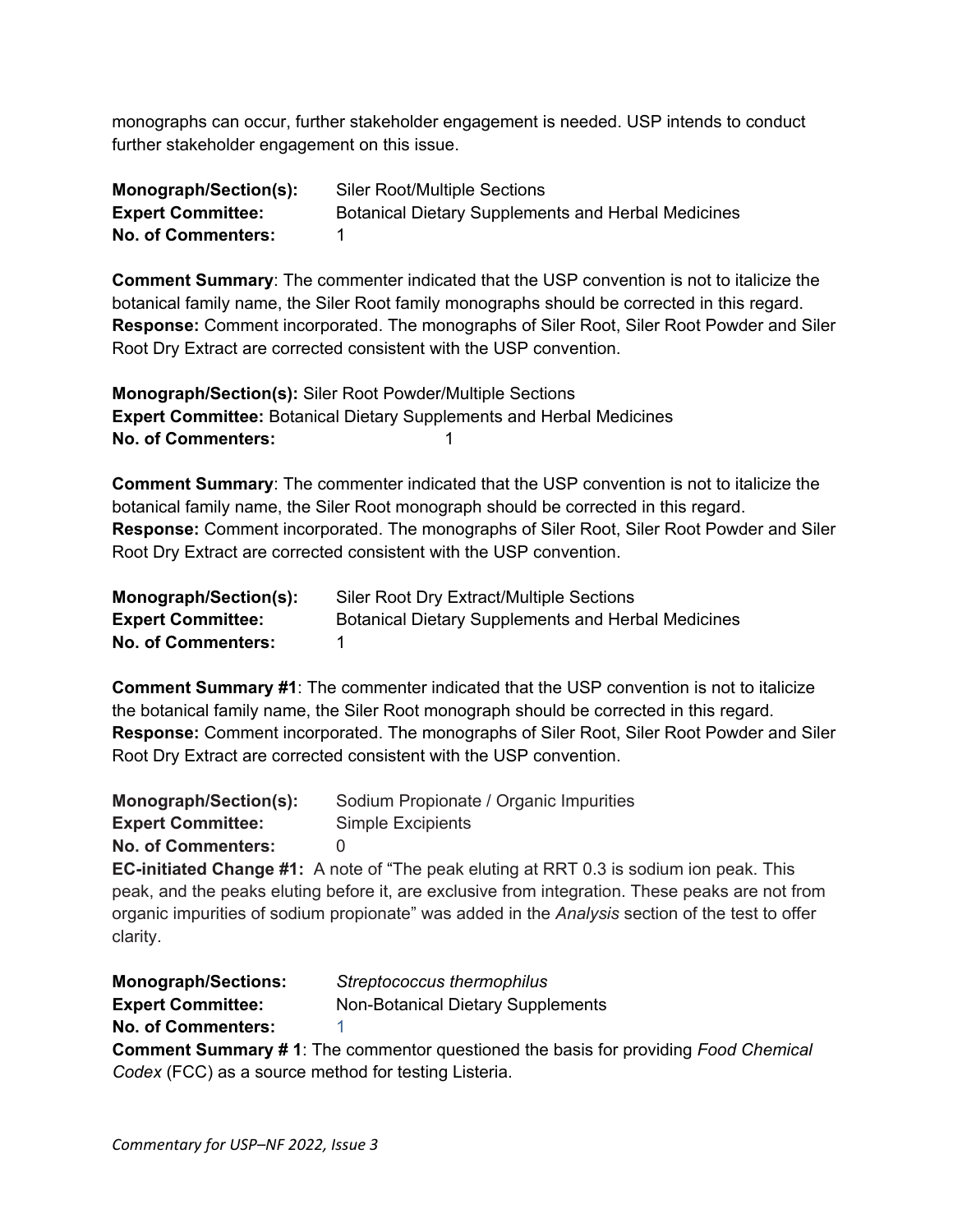monographs can occur, further stakeholder engagement is needed. USP intends to conduct further stakeholder engagement on this issue.

**Monograph/Section(s):** Siler Root/Multiple Sections
**Expert Committee:** Botanical Dietary Supplements and Herbal Medicines
**No. of Commenters:** 1

**Comment Summary**: The commenter indicated that the USP convention is not to italicize the botanical family name, the Siler Root family monographs should be corrected in this regard.
**Response:** Comment incorporated. The monographs of Siler Root, Siler Root Powder and Siler Root Dry Extract are corrected consistent with the USP convention.

**Monograph/Section(s):** Siler Root Powder/Multiple Sections
**Expert Committee:** Botanical Dietary Supplements and Herbal Medicines
**No. of Commenters:** 1

**Comment Summary**: The commenter indicated that the USP convention is not to italicize the botanical family name, the Siler Root monograph should be corrected in this regard.
**Response:** Comment incorporated. The monographs of Siler Root, Siler Root Powder and Siler Root Dry Extract are corrected consistent with the USP convention.

**Monograph/Section(s):** Siler Root Dry Extract/Multiple Sections
**Expert Committee:** Botanical Dietary Supplements and Herbal Medicines
**No. of Commenters:** 1

**Comment Summary #1**: The commenter indicated that the USP convention is not to italicize the botanical family name, the Siler Root monograph should be corrected in this regard.
**Response:** Comment incorporated. The monographs of Siler Root, Siler Root Powder and Siler Root Dry Extract are corrected consistent with the USP convention.

**Monograph/Section(s):** Sodium Propionate / Organic Impurities
**Expert Committee:** Simple Excipients
**No. of Commenters:** 0
**EC-initiated Change #1:** A note of "The peak eluting at RRT 0.3 is sodium ion peak. This peak, and the peaks eluting before it, are exclusive from integration. These peaks are not from organic impurities of sodium propionate" was added in the *Analysis* section of the test to offer clarity.

**Monograph/Sections:** *Streptococcus thermophilus*
**Expert Committee:** Non-Botanical Dietary Supplements
**No. of Commenters:** 1
**Comment Summary # 1**: The commentor questioned the basis for providing *Food Chemical Codex* (FCC) as a source method for testing Listeria.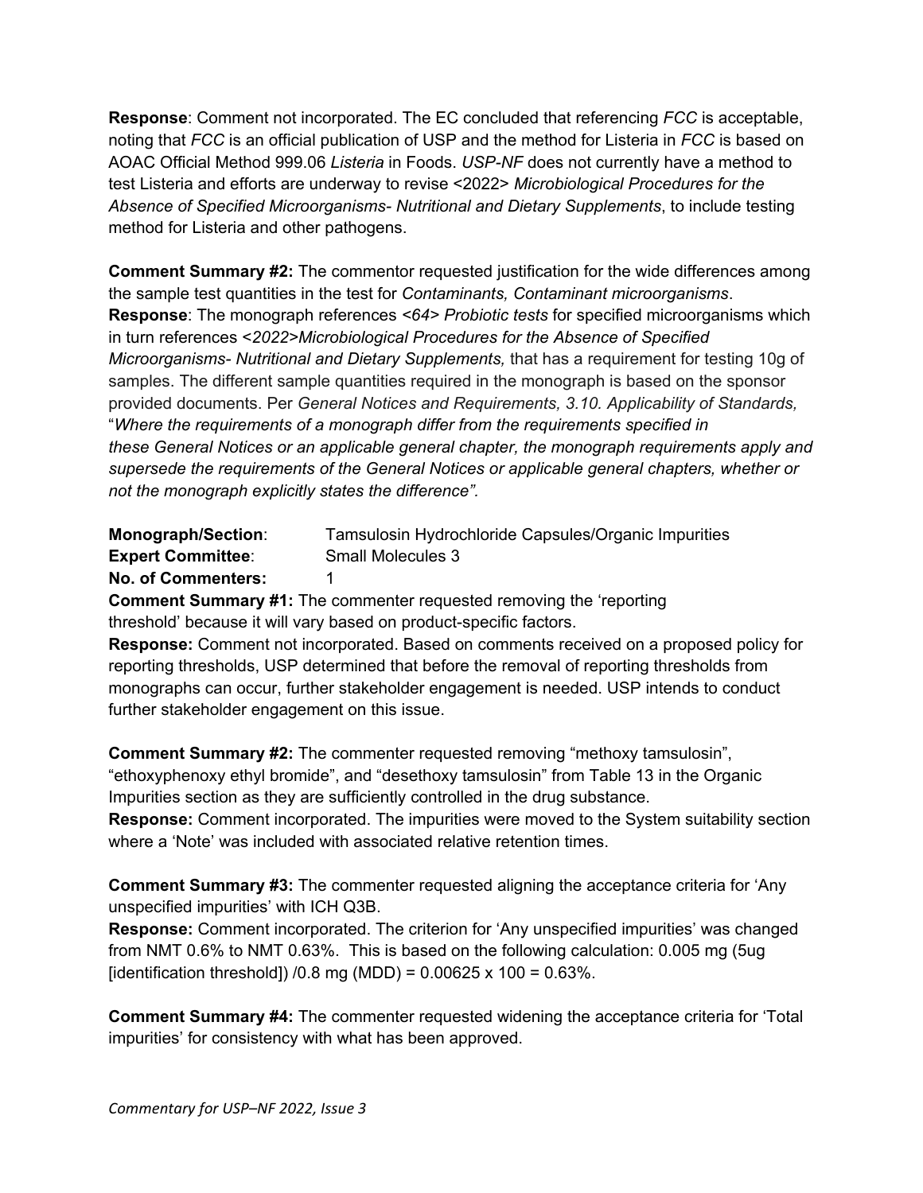**Response**: Comment not incorporated. The EC concluded that referencing *FCC* is acceptable, noting that *FCC* is an official publication of USP and the method for Listeria in *FCC* is based on AOAC Official Method 999.06 *Listeria* in Foods. *USP-NF* does not currently have a method to test Listeria and efforts are underway to revise <2022> *Microbiological Procedures for the Absence of Specified Microorganisms- Nutritional and Dietary Supplements*, to include testing method for Listeria and other pathogens.

**Comment Summary #2:** The commentor requested justification for the wide differences among the sample test quantities in the test for *Contaminants, Contaminant microorganisms*.
**Response**: The monograph references *<64> Probiotic tests* for specified microorganisms which in turn references *<2022>Microbiological Procedures for the Absence of Specified Microorganisms- Nutritional and Dietary Supplements,* that has a requirement for testing 10g of samples. The different sample quantities required in the monograph is based on the sponsor provided documents. Per *General Notices and Requirements, 3.10. Applicability of Standards,* "*Where the requirements of a monograph differ from the requirements specified in these General Notices or an applicable general chapter, the monograph requirements apply and supersede the requirements of the General Notices or applicable general chapters, whether or not the monograph explicitly states the difference".*

**Monograph/Section**: Tamsulosin Hydrochloride Capsules/Organic Impurities
**Expert Committee**: Small Molecules 3
**No. of Commenters:** 1

**Comment Summary #1:** The commenter requested removing the 'reporting threshold' because it will vary based on product-specific factors.
**Response:** Comment not incorporated. Based on comments received on a proposed policy for reporting thresholds, USP determined that before the removal of reporting thresholds from monographs can occur, further stakeholder engagement is needed. USP intends to conduct further stakeholder engagement on this issue.

**Comment Summary #2:** The commenter requested removing "methoxy tamsulosin", "ethoxyphenoxy ethyl bromide", and "desethoxy tamsulosin" from Table 13 in the Organic Impurities section as they are sufficiently controlled in the drug substance.
**Response:** Comment incorporated. The impurities were moved to the System suitability section where a 'Note' was included with associated relative retention times.

**Comment Summary #3:** The commenter requested aligning the acceptance criteria for 'Any unspecified impurities' with ICH Q3B.
**Response:** Comment incorporated. The criterion for 'Any unspecified impurities' was changed from NMT 0.6% to NMT 0.63%. This is based on the following calculation: 0.005 mg (5ug [identification threshold]) /0.8 mg (MDD) = 0.00625 x 100 = 0.63%.

**Comment Summary #4:** The commenter requested widening the acceptance criteria for 'Total impurities' for consistency with what has been approved.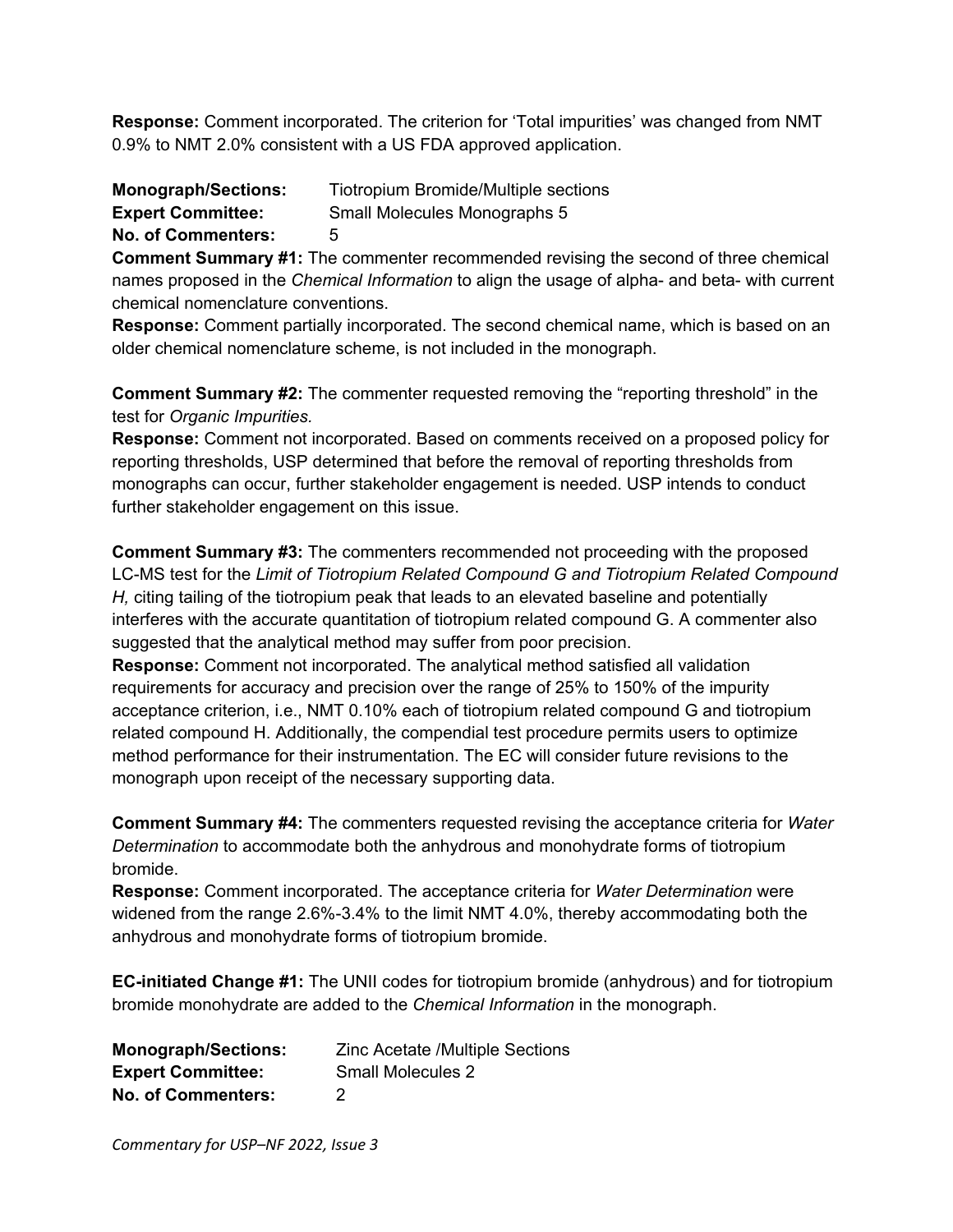**Response:** Comment incorporated. The criterion for 'Total impurities' was changed from NMT 0.9% to NMT 2.0% consistent with a US FDA approved application.

**Monograph/Sections:** Tiotropium Bromide/Multiple sections
**Expert Committee:** Small Molecules Monographs 5
**No. of Commenters:** 5

**Comment Summary #1:** The commenter recommended revising the second of three chemical names proposed in the *Chemical Information* to align the usage of alpha- and beta- with current chemical nomenclature conventions.
**Response:** Comment partially incorporated. The second chemical name, which is based on an older chemical nomenclature scheme, is not included in the monograph.

**Comment Summary #2:** The commenter requested removing the "reporting threshold" in the test for *Organic Impurities.*
**Response:** Comment not incorporated. Based on comments received on a proposed policy for reporting thresholds, USP determined that before the removal of reporting thresholds from monographs can occur, further stakeholder engagement is needed. USP intends to conduct further stakeholder engagement on this issue.

**Comment Summary #3:** The commenters recommended not proceeding with the proposed LC-MS test for the *Limit of Tiotropium Related Compound G and Tiotropium Related Compound H,* citing tailing of the tiotropium peak that leads to an elevated baseline and potentially interferes with the accurate quantitation of tiotropium related compound G. A commenter also suggested that the analytical method may suffer from poor precision.
**Response:** Comment not incorporated. The analytical method satisfied all validation requirements for accuracy and precision over the range of 25% to 150% of the impurity acceptance criterion, i.e., NMT 0.10% each of tiotropium related compound G and tiotropium related compound H. Additionally, the compendial test procedure permits users to optimize method performance for their instrumentation. The EC will consider future revisions to the monograph upon receipt of the necessary supporting data.

**Comment Summary #4:** The commenters requested revising the acceptance criteria for *Water Determination* to accommodate both the anhydrous and monohydrate forms of tiotropium bromide.
**Response:** Comment incorporated. The acceptance criteria for *Water Determination* were widened from the range 2.6%-3.4% to the limit NMT 4.0%, thereby accommodating both the anhydrous and monohydrate forms of tiotropium bromide.

**EC-initiated Change #1:** The UNII codes for tiotropium bromide (anhydrous) and for tiotropium bromide monohydrate are added to the *Chemical Information* in the monograph.

**Monograph/Sections:** Zinc Acetate /Multiple Sections
**Expert Committee:** Small Molecules 2
**No. of Commenters:** 2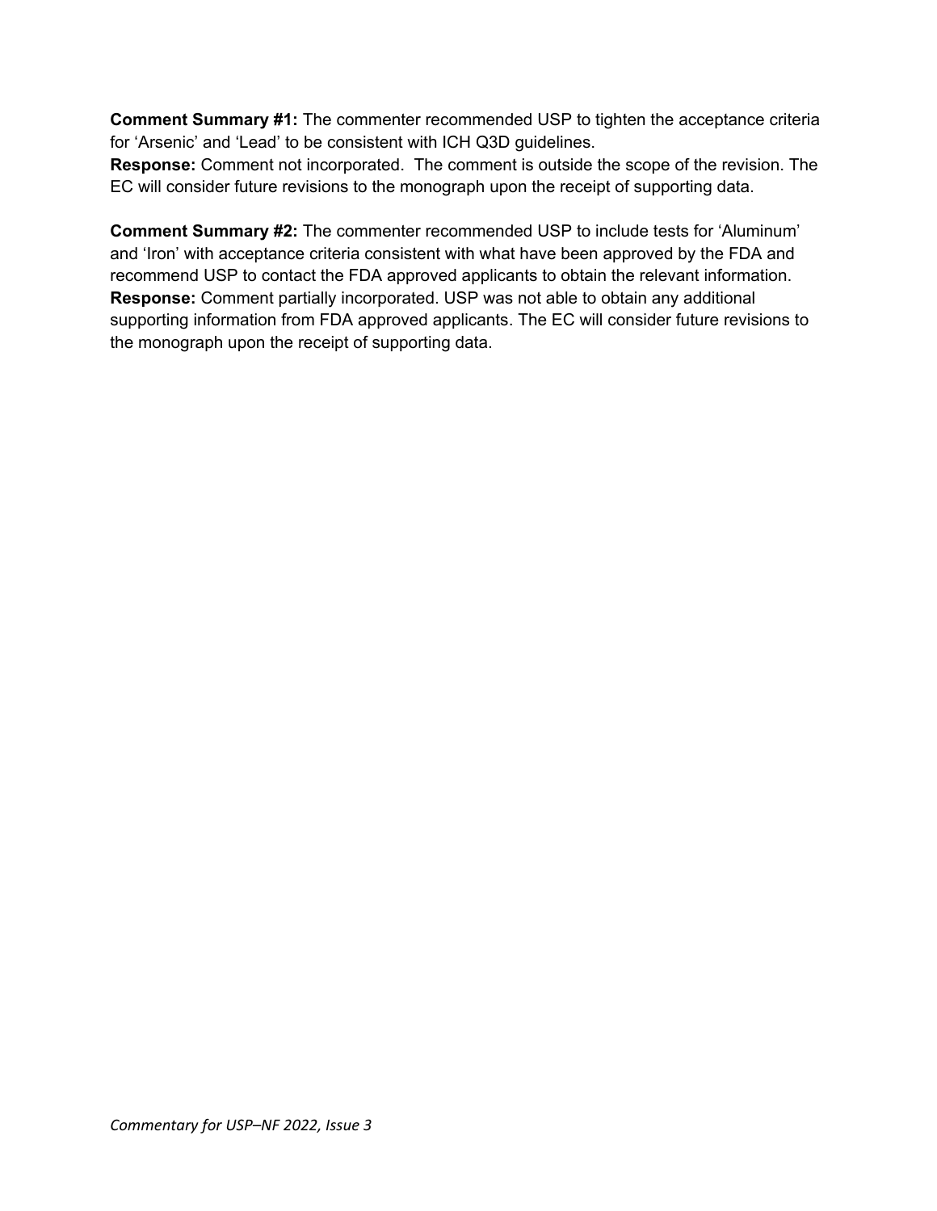**Comment Summary #1:** The commenter recommended USP to tighten the acceptance criteria for 'Arsenic' and 'Lead' to be consistent with ICH Q3D guidelines.
**Response:** Comment not incorporated. The comment is outside the scope of the revision. The EC will consider future revisions to the monograph upon the receipt of supporting data.

**Comment Summary #2:** The commenter recommended USP to include tests for 'Aluminum' and 'Iron' with acceptance criteria consistent with what have been approved by the FDA and recommend USP to contact the FDA approved applicants to obtain the relevant information.
**Response:** Comment partially incorporated. USP was not able to obtain any additional supporting information from FDA approved applicants. The EC will consider future revisions to the monograph upon the receipt of supporting data.